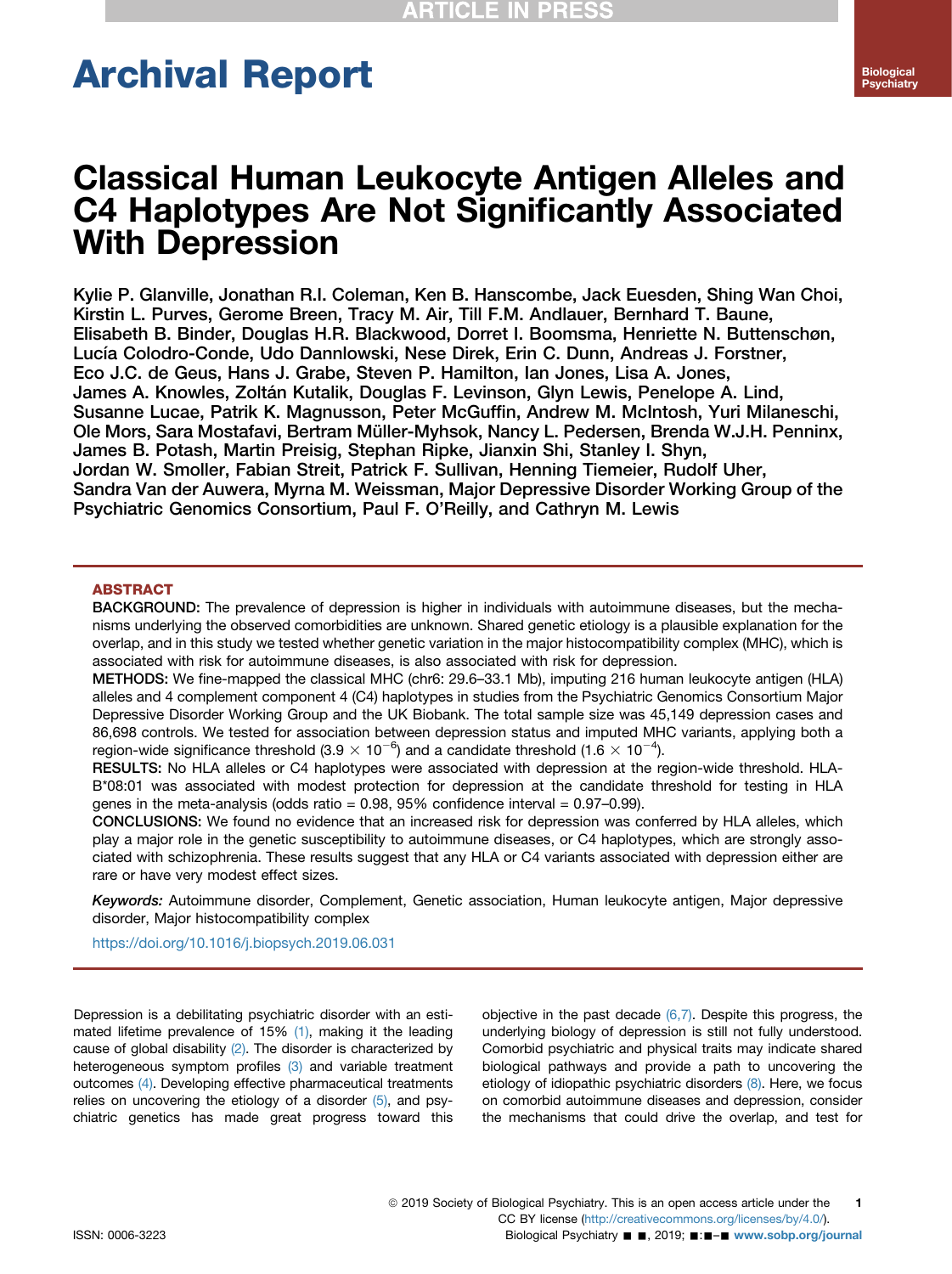# Archival Report

# Classical Human Leukocyte Antigen Alleles and C4 Haplotypes Are Not Significantly Associated With Depression

Kylie P. Glanville, Jonathan R.I. Coleman, Ken B. Hanscombe, Jack Euesden, Shing Wan Choi, Kirstin L. Purves, Gerome Breen, Tracy M. Air, Till F.M. Andlauer, Bernhard T. Baune, Elisabeth B. Binder, Douglas H.R. Blackwood, Dorret I. Boomsma, Henriette N. Buttenschøn, Lucía Colodro-Conde, Udo Dannlowski, Nese Direk, Erin C. Dunn, Andreas J. Forstner, Eco J.C. de Geus, Hans J. Grabe, Steven P. Hamilton, Ian Jones, Lisa A. Jones, James A. Knowles, Zoltán Kutalik, Douglas F. Levinson, Glyn Lewis, Penelope A. Lind, Susanne Lucae, Patrik K. Magnusson, Peter McGuffin, Andrew M. McIntosh, Yuri Milaneschi, Ole Mors, Sara Mostafavi, Bertram Müller-Myhsok, Nancy L. Pedersen, Brenda W.J.H. Penninx, James B. Potash, Martin Preisig, Stephan Ripke, Jianxin Shi, Stanley I. Shyn, Jordan W. Smoller, Fabian Streit, Patrick F. Sullivan, Henning Tiemeier, Rudolf Uher, Sandra Van der Auwera, Myrna M. Weissman, Major Depressive Disorder Working Group of the Psychiatric Genomics Consortium, Paul F. O'Reilly, and Cathryn M. Lewis

## ABSTRACT

**BACKGROUND:** The prevalence of depression is higher in individuals with autoimmune diseases, but the mechanisms underlying the observed comorbidities are unknown. Shared genetic etiology is a plausible explanation for the overlap, and in this study we tested whether genetic variation in the major histocompatibility complex (MHC), which is associated with risk for autoimmune diseases, is also associated with risk for depression.

**METHODS:** We fine-mapped the classical MHC (chr6: 29.6–33.1 Mb), imputing 216 human leukocyte antigen (HLA) alleles and 4 complement component 4 (C4) haplotypes in studies from the Psychiatric Genomics Consortium Major Depressive Disorder Working Group and the UK Biobank. The total sample size was 45,149 depression cases and 86,698 controls. We tested for association between depression status and imputed MHC variants, applying both a region-wide significance threshold ($3.9 \times 10^{-6}$) and a candidate threshold ($1.6 \times 10^{-4}$).

**RESULTS:** No HLA alleles or C4 haplotypes were associated with depression at the region-wide threshold. HLA-B*08:01 was associated with modest protection for depression at the candidate threshold for testing in HLA genes in the meta-analysis (odds ratio = 0.98, 95% confidence interval = 0.97–0.99).

**CONCLUSIONS:** We found no evidence that an increased risk for depression was conferred by HLA alleles, which play a major role in the genetic susceptibility to autoimmune diseases, or C4 haplotypes, which are strongly associated with schizophrenia. These results suggest that any HLA or C4 variants associated with depression either are rare or have very modest effect sizes.

*Keywords:* Autoimmune disorder, Complement, Genetic association, Human leukocyte antigen, Major depressive disorder, Major histocompatibility complex

https://doi.org/10.1016/j.biopsych.2019.06.031

Depression is a debilitating psychiatric disorder with an estimated lifetime prevalence of 15% (1), making it the leading cause of global disability (2). The disorder is characterized by heterogeneous symptom profiles (3) and variable treatment outcomes (4). Developing effective pharmaceutical treatments relies on uncovering the etiology of a disorder (5), and psychiatric genetics has made great progress toward this objective in the past decade (6,7). Despite this progress, the underlying biology of depression is still not fully understood. Comorbid psychiatric and physical traits may indicate shared biological pathways and provide a path to uncovering the etiology of idiopathic psychiatric disorders (8). Here, we focus on comorbid autoimmune diseases and depression, consider the mechanisms that could drive the overlap, and test for

© 2019 Society of Biological Psychiatry. This is an open access article under the CC BY license (http://creativecommons.org/licenses/by/4.0/).

ISSN: 0006-3223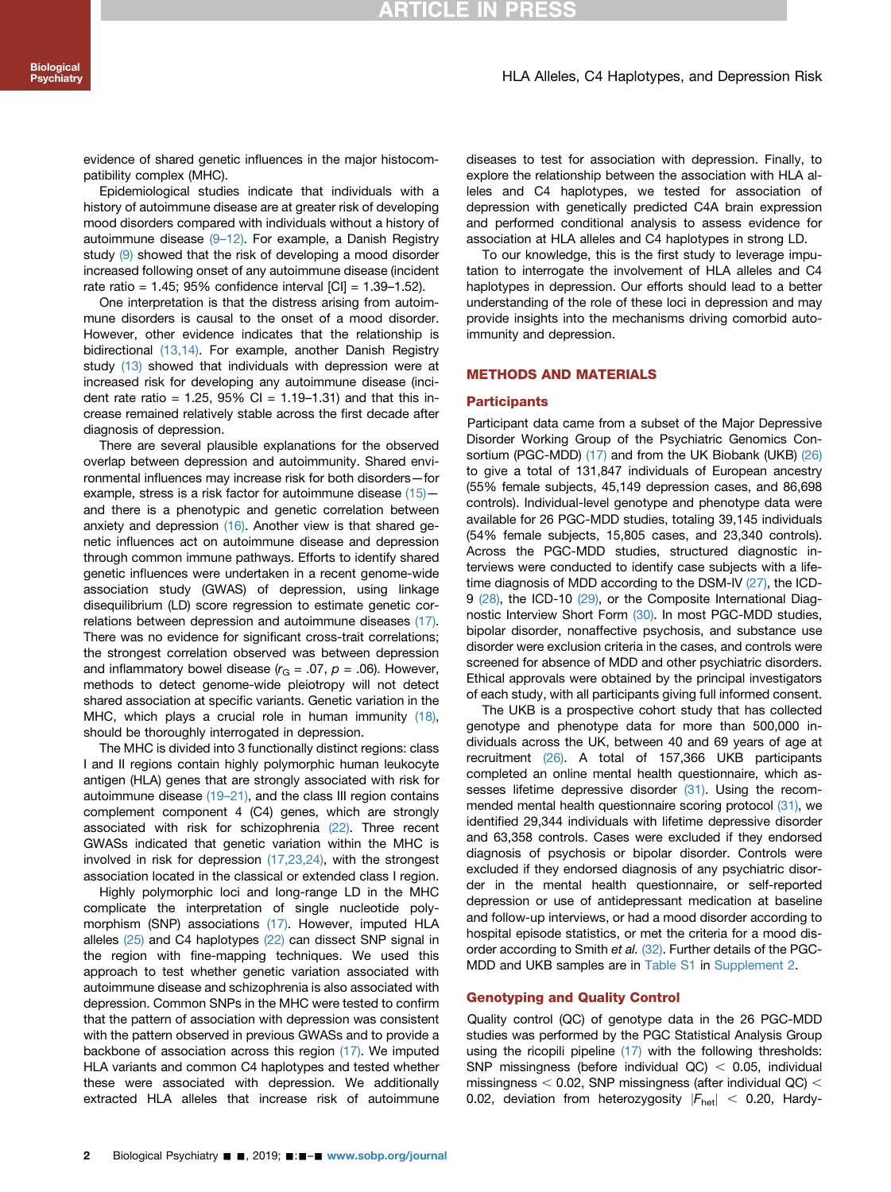evidence of shared genetic influences in the major histocompatibility complex (MHC).

Epidemiological studies indicate that individuals with a history of autoimmune disease are at greater risk of developing mood disorders compared with individuals without a history of autoimmune disease (9–12). For example, a Danish Registry study (9) showed that the risk of developing a mood disorder increased following onset of any autoimmune disease (incident rate ratio = 1.45; 95% confidence interval [CI] = 1.39–1.52).

One interpretation is that the distress arising from autoimmune disorders is causal to the onset of a mood disorder. However, other evidence indicates that the relationship is bidirectional (13,14). For example, another Danish Registry study (13) showed that individuals with depression were at increased risk for developing any autoimmune disease (incident rate ratio = 1.25, 95% CI = 1.19–1.31) and that this increase remained relatively stable across the first decade after diagnosis of depression.

There are several plausible explanations for the observed overlap between depression and autoimmunity. Shared environmental influences may increase risk for both disorders—for example, stress is a risk factor for autoimmune disease (15)—and there is a phenotypic and genetic correlation between anxiety and depression (16). Another view is that shared genetic influences act on autoimmune disease and depression through common immune pathways. Efforts to identify shared genetic influences were undertaken in a recent genome-wide association study (GWAS) of depression, using linkage disequilibrium (LD) score regression to estimate genetic correlations between depression and autoimmune diseases (17). There was no evidence for significant cross-trait correlations; the strongest correlation observed was between depression and inflammatory bowel disease ($r_G$ = .07, $p$ = .06). However, methods to detect genome-wide pleiotropy will not detect shared association at specific variants. Genetic variation in the MHC, which plays a crucial role in human immunity (18), should be thoroughly interrogated in depression.

The MHC is divided into 3 functionally distinct regions: class I and II regions contain highly polymorphic human leukocyte antigen (HLA) genes that are strongly associated with risk for autoimmune disease (19–21), and the class III region contains complement component 4 (C4) genes, which are strongly associated with risk for schizophrenia (22). Three recent GWASs indicated that genetic variation within the MHC is involved in risk for depression (17,23,24), with the strongest association located in the classical or extended class I region.

Highly polymorphic loci and long-range LD in the MHC complicate the interpretation of single nucleotide polymorphism (SNP) associations (17). However, imputed HLA alleles (25) and C4 haplotypes (22) can dissect SNP signal in the region with fine-mapping techniques. We used this approach to test whether genetic variation associated with autoimmune disease and schizophrenia is also associated with depression. Common SNPs in the MHC were tested to confirm that the pattern of association with depression was consistent with the pattern observed in previous GWASs and to provide a backbone of association across this region (17). We imputed HLA variants and common C4 haplotypes and tested whether these were associated with depression. We additionally extracted HLA alleles that increase risk of autoimmune diseases to test for association with depression. Finally, to explore the relationship between the association with HLA alleles and C4 haplotypes, we tested for association of depression with genetically predicted C4A brain expression and performed conditional analysis to assess evidence for association at HLA alleles and C4 haplotypes in strong LD.

To our knowledge, this is the first study to leverage imputation to interrogate the involvement of HLA alleles and C4 haplotypes in depression. Our efforts should lead to a better understanding of the role of these loci in depression and may provide insights into the mechanisms driving comorbid autoimmunity and depression.

## METHODS AND MATERIALS

### Participants

Participant data came from a subset of the Major Depressive Disorder Working Group of the Psychiatric Genomics Consortium (PGC-MDD) (17) and from the UK Biobank (UKB) (26) to give a total of 131,847 individuals of European ancestry (55% female subjects, 45,149 depression cases, and 86,698 controls). Individual-level genotype and phenotype data were available for 26 PGC-MDD studies, totaling 39,145 individuals (54% female subjects, 15,805 cases, and 23,340 controls). Across the PGC-MDD studies, structured diagnostic interviews were conducted to identify case subjects with a lifetime diagnosis of MDD according to the DSM-IV (27), the ICD-9 (28), the ICD-10 (29), or the Composite International Diagnostic Interview Short Form (30). In most PGC-MDD studies, bipolar disorder, nonaffective psychosis, and substance use disorder were exclusion criteria in the cases, and controls were screened for absence of MDD and other psychiatric disorders. Ethical approvals were obtained by the principal investigators of each study, with all participants giving full informed consent.

The UKB is a prospective cohort study that has collected genotype and phenotype data for more than 500,000 individuals across the UK, between 40 and 69 years of age at recruitment (26). A total of 157,366 UKB participants completed an online mental health questionnaire, which assesses lifetime depressive disorder (31). Using the recommended mental health questionnaire scoring protocol (31), we identified 29,344 individuals with lifetime depressive disorder and 63,358 controls. Cases were excluded if they endorsed diagnosis of psychosis or bipolar disorder. Controls were excluded if they endorsed diagnosis of any psychiatric disorder in the mental health questionnaire, or self-reported depression or use of antidepressant medication at baseline and follow-up interviews, or had a mood disorder according to hospital episode statistics, or met the criteria for a mood disorder according to Smith *et al.* (32). Further details of the PGC-MDD and UKB samples are in Table S1 in Supplement 2.

### Genotyping and Quality Control

Quality control (QC) of genotype data in the 26 PGC-MDD studies was performed by the PGC Statistical Analysis Group using the ricopili pipeline (17) with the following thresholds: SNP missingness (before individual QC) < 0.05, individual missingness < 0.02, SNP missingness (after individual QC) < 0.02, deviation from heterozygosity $|F_{het}|$ < 0.20, Hardy-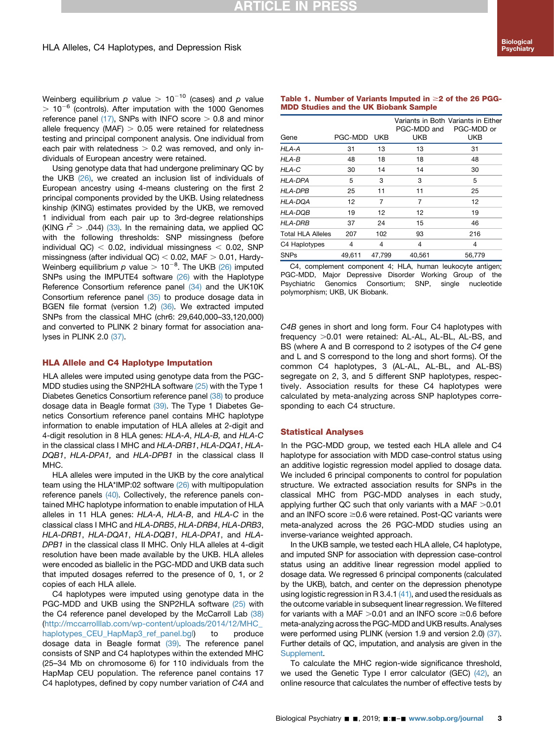Weinberg equilibrium $p$ value $> 10^{-10}$ (cases) and $p$ value $> 10^{-6}$ (controls). After imputation with the 1000 Genomes reference panel (17), SNPs with INFO score > 0.8 and minor allele frequency (MAF) > 0.05 were retained for relatedness testing and principal component analysis. One individual from each pair with relatedness > 0.2 was removed, and only individuals of European ancestry were retained.

Using genotype data that had undergone preliminary QC by the UKB (26), we created an inclusion list of individuals of European ancestry using 4-means clustering on the first 2 principal components provided by the UKB. Using relatedness kinship (KING) estimates provided by the UKB, we removed 1 individual from each pair up to 3rd-degree relationships (KING $r^2 > .044$) (33). In the remaining data, we applied QC with the following thresholds: SNP missingness (before individual QC) < 0.02, individual missingness < 0.02, SNP missingness (after individual QC) < 0.02, MAF > 0.01, Hardy-Weinberg equilibrium $p$ value $> 10^{-8}$. The UKB (26) imputed SNPs using the IMPUTE4 software (26) with the Haplotype Reference Consortium reference panel (34) and the UK10K Consortium reference panel (35) to produce dosage data in BGEN file format (version 1.2) (36). We extracted imputed SNPs from the classical MHC (chr6: 29,640,000–33,120,000) and converted to PLINK 2 binary format for association analyses in PLINK 2.0 (37).

### HLA Allele and C4 Haplotype Imputation

HLA alleles were imputed using genotype data from the PGC-MDD studies using the SNP2HLA software (25) with the Type 1 Diabetes Genetics Consortium reference panel (38) to produce dosage data in Beagle format (39). The Type 1 Diabetes Genetics Consortium reference panel contains MHC haplotype information to enable imputation of HLA alleles at 2-digit and 4-digit resolution in 8 HLA genes: *HLA-A*, *HLA-B,* and *HLA-C* in the classical class I MHC and *HLA-DRB1*, *HLA-DQA1*, *HLA-DQB1*, *HLA-DPA1,* and *HLA-DPB1* in the classical class II MHC.

HLA alleles were imputed in the UKB by the core analytical team using the HLA*IMP:02 software (26) with multipopulation reference panels (40). Collectively, the reference panels contained MHC haplotype information to enable imputation of HLA alleles in 11 HLA genes: *HLA-A*, *HLA-B*, and *HLA-C* in the classical class I MHC and *HLA-DRB5*, *HLA-DRB4*, *HLA-DRB3*, *HLA-DRB1*, *HLA-DQA1*, *HLA-DQB1*, *HLA-DPA1*, and *HLA-DPB1* in the classical class II MHC. Only HLA alleles at 4-digit resolution have been made available by the UKB. HLA alleles were encoded as biallelic in the PGC-MDD and UKB data such that imputed dosages referred to the presence of 0, 1, or 2 copies of each HLA allele.

C4 haplotypes were imputed using genotype data in the PGC-MDD and UKB using the SNP2HLA software (25) with the C4 reference panel developed by the McCarroll Lab (38) (http://mccarrolllab.com/wp-content/uploads/2014/12/MHC_haplotypes_CEU_HapMap3_ref_panel.bgl) to produce dosage data in Beagle format (39). The reference panel consists of SNP and C4 haplotypes within the extended MHC (25–34 Mb on chromosome 6) for 110 individuals from the HapMap CEU population. The reference panel contains 17 C4 haplotypes, defined by copy number variation of *C4A* and *C4B* genes in short and long form. Four C4 haplotypes with frequency >0.01 were retained: AL-AL, AL-BL, AL-BS, and BS (where A and B correspond to 2 isotypes of the *C4* gene and L and S correspond to the long and short forms). Of the common C4 haplotypes, 3 (AL-AL, AL-BL, and AL-BS) segregate on 2, 3, and 5 different SNP haplotypes, respectively. Association results for these C4 haplotypes were calculated by meta-analyzing across SNP haplotypes corresponding to each C4 structure.

**Table 1. Number of Variants Imputed in ≥2 of the 26 PGG-MDD Studies and the UK Biobank Sample**

| Gene | PGC-MDD | UKB | Variants in Both PGC-MDD and UKB | Variants in Either PGC-MDD or UKB |
|---|---|---|---|---|
| *HLA-A* | 31 | 13 | 13 | 31 |
| *HLA-B* | 48 | 18 | 18 | 48 |
| *HLA-C* | 30 | 14 | 14 | 30 |
| *HLA-DPA* | 5 | 3 | 3 | 5 |
| *HLA-DPB* | 25 | 11 | 11 | 25 |
| *HLA-DQA* | 12 | 7 | 7 | 12 |
| *HLA-DQB* | 19 | 12 | 12 | 19 |
| *HLA-DRB* | 37 | 24 | 15 | 46 |
| Total HLA Alleles | 207 | 102 | 93 | 216 |
| C4 Haplotypes | 4 | 4 | 4 | 4 |
| SNPs | 49,611 | 47,799 | 40,561 | 56,779 |

C4, complement component 4; HLA, human leukocyte antigen; PGC-MDD, Major Depressive Disorder Working Group of the Psychiatric Genomics Consortium; SNP, single nucleotide polymorphism; UKB, UK Biobank.

### Statistical Analyses

In the PGC-MDD group, we tested each HLA allele and C4 haplotype for association with MDD case-control status using an additive logistic regression model applied to dosage data. We included 6 principal components to control for population structure. We extracted association results for SNPs in the classical MHC from PGC-MDD analyses in each study, applying further QC such that only variants with a MAF >0.01 and an INFO score ≥0.6 were retained. Post-QC variants were meta-analyzed across the 26 PGC-MDD studies using an inverse-variance weighted approach.

In the UKB sample, we tested each HLA allele, C4 haplotype, and imputed SNP for association with depression case-control status using an additive linear regression model applied to dosage data. We regressed 6 principal components (calculated by the UKB), batch, and center on the depression phenotype using logistic regression in R 3.4.1 (41), and used the residuals as the outcome variable in subsequent linear regression. We filtered for variants with a MAF >0.01 and an INFO score ≥0.6 before meta-analyzing across the PGC-MDD and UKB results. Analyses were performed using PLINK (version 1.9 and version 2.0) (37). Further details of QC, imputation, and analysis are given in the Supplement.

To calculate the MHC region-wide significance threshold, we used the Genetic Type I error calculator (GEC) (42), an online resource that calculates the number of effective tests by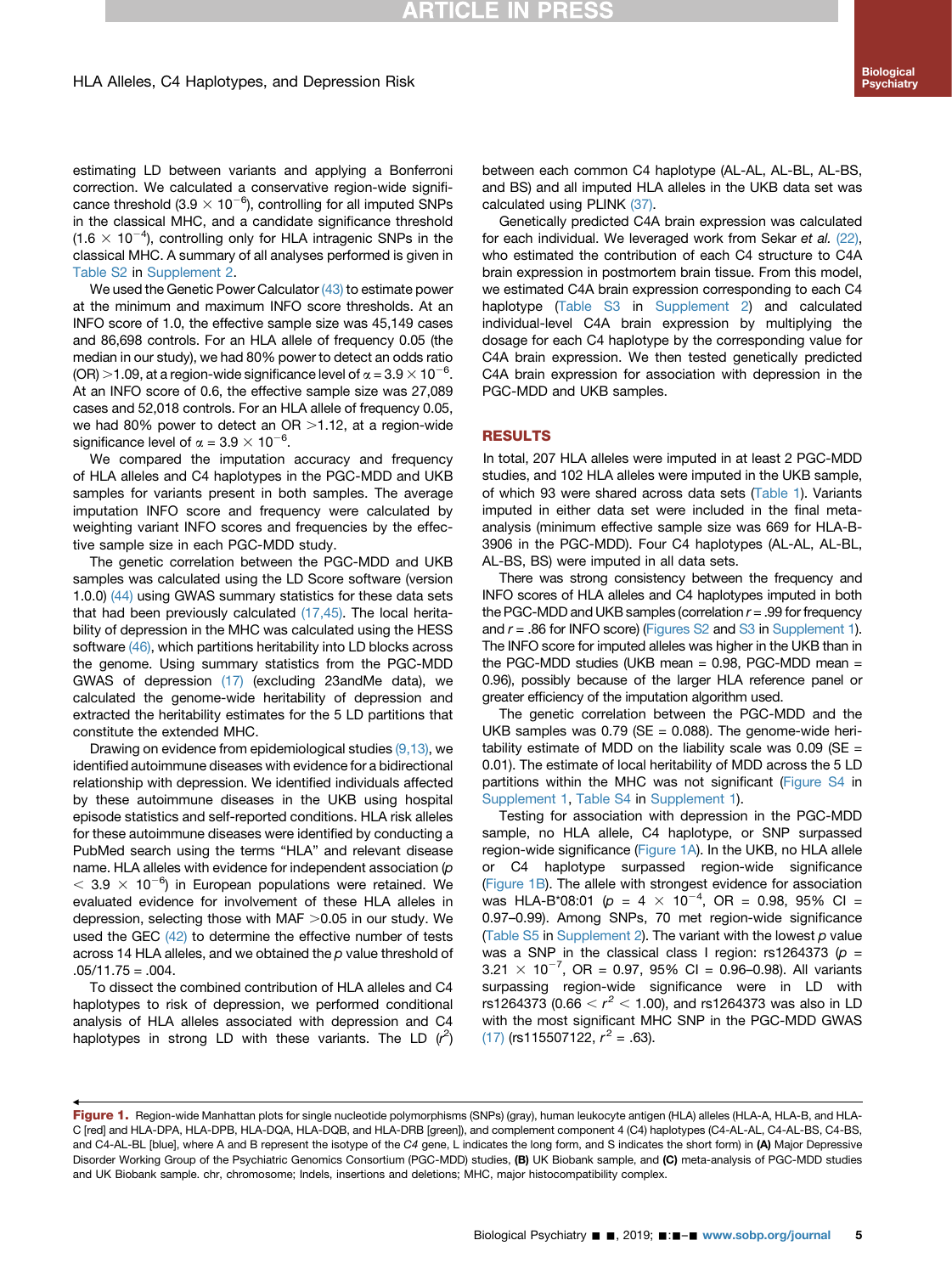estimating LD between variants and applying a Bonferroni correction. We calculated a conservative region-wide significance threshold ($3.9 \times 10^{-6}$), controlling for all imputed SNPs in the classical MHC, and a candidate significance threshold ($1.6 \times 10^{-4}$), controlling only for HLA intragenic SNPs in the classical MHC. A summary of all analyses performed is given in Table S2 in Supplement 2.

We used the Genetic Power Calculator (43) to estimate power at the minimum and maximum INFO score thresholds. At an INFO score of 1.0, the effective sample size was 45,149 cases and 86,698 controls. For an HLA allele of frequency 0.05 (the median in our study), we had 80% power to detect an odds ratio (OR) >1.09, at a region-wide significance level of $\alpha = 3.9 \times 10^{-6}$. At an INFO score of 0.6, the effective sample size was 27,089 cases and 52,018 controls. For an HLA allele of frequency 0.05, we had 80% power to detect an OR >1.12, at a region-wide significance level of $\alpha = 3.9 \times 10^{-6}$.

We compared the imputation accuracy and frequency of HLA alleles and C4 haplotypes in the PGC-MDD and UKB samples for variants present in both samples. The average imputation INFO score and frequency were calculated by weighting variant INFO scores and frequencies by the effective sample size in each PGC-MDD study.

The genetic correlation between the PGC-MDD and UKB samples was calculated using the LD Score software (version 1.0.0) (44) using GWAS summary statistics for these data sets that had been previously calculated (17,45). The local heritability of depression in the MHC was calculated using the HESS software (46), which partitions heritability into LD blocks across the genome. Using summary statistics from the PGC-MDD GWAS of depression (17) (excluding 23andMe data), we calculated the genome-wide heritability of depression and extracted the heritability estimates for the 5 LD partitions that constitute the extended MHC.

Drawing on evidence from epidemiological studies (9,13), we identified autoimmune diseases with evidence for a bidirectional relationship with depression. We identified individuals affected by these autoimmune diseases in the UKB using hospital episode statistics and self-reported conditions. HLA risk alleles for these autoimmune diseases were identified by conducting a PubMed search using the terms "HLA" and relevant disease name. HLA alleles with evidence for independent association ($p < 3.9 \times 10^{-6}$) in European populations were retained. We evaluated evidence for involvement of these HLA alleles in depression, selecting those with MAF >0.05 in our study. We used the GEC (42) to determine the effective number of tests across 14 HLA alleles, and we obtained the $p$ value threshold of .05/11.75 = .004.

To dissect the combined contribution of HLA alleles and C4 haplotypes to risk of depression, we performed conditional analysis of HLA alleles associated with depression and C4 haplotypes in strong LD with these variants. The LD ($r^2$) between each common C4 haplotype (AL-AL, AL-BL, AL-BS, and BS) and all imputed HLA alleles in the UKB data set was calculated using PLINK (37).

Genetically predicted C4A brain expression was calculated for each individual. We leveraged work from Sekar *et al.* (22), who estimated the contribution of each C4 structure to C4A brain expression in postmortem brain tissue. From this model, we estimated C4A brain expression corresponding to each C4 haplotype (Table S3 in Supplement 2) and calculated individual-level C4A brain expression by multiplying the dosage for each C4 haplotype by the corresponding value for C4A brain expression. We then tested genetically predicted C4A brain expression for association with depression in the PGC-MDD and UKB samples.

## RESULTS

In total, 207 HLA alleles were imputed in at least 2 PGC-MDD studies, and 102 HLA alleles were imputed in the UKB sample, of which 93 were shared across data sets (Table 1). Variants imputed in either data set were included in the final meta-analysis (minimum effective sample size was 669 for HLA-B-3906 in the PGC-MDD). Four C4 haplotypes (AL-AL, AL-BL, AL-BS, BS) were imputed in all data sets.

There was strong consistency between the frequency and INFO scores of HLA alleles and C4 haplotypes imputed in both the PGC-MDD and UKB samples (correlation $r$ = .99 for frequency and $r$ = .86 for INFO score) (Figures S2 and S3 in Supplement 1). The INFO score for imputed alleles was higher in the UKB than in the PGC-MDD studies (UKB mean = 0.98, PGC-MDD mean = 0.96), possibly because of the larger HLA reference panel or greater efficiency of the imputation algorithm used.

The genetic correlation between the PGC-MDD and the UKB samples was 0.79 (SE = 0.088). The genome-wide heritability estimate of MDD on the liability scale was 0.09 (SE = 0.01). The estimate of local heritability of MDD across the 5 LD partitions within the MHC was not significant (Figure S4 in Supplement 1, Table S4 in Supplement 1).

Testing for association with depression in the PGC-MDD sample, no HLA allele, C4 haplotype, or SNP surpassed region-wide significance (Figure 1A). In the UKB, no HLA allele or C4 haplotype surpassed region-wide significance (Figure 1B). The allele with strongest evidence for association was HLA-B*08:01 ($p = 4 \times 10^{-4}$, OR = 0.98, 95% CI = 0.97–0.99). Among SNPs, 70 met region-wide significance (Table S5 in Supplement 2). The variant with the lowest $p$ value was a SNP in the classical class I region: rs1264373 ($p = 3.21 \times 10^{-7}$, OR = 0.97, 95% CI = 0.96–0.98). All variants surpassing region-wide significance were in LD with rs1264373 ($0.66 < r^2 < 1.00$), and rs1264373 was also in LD with the most significant MHC SNP in the PGC-MDD GWAS (17) (rs115507122, $r^2$ = .63).

**Figure 1.** Region-wide Manhattan plots for single nucleotide polymorphisms (SNPs) (gray), human leukocyte antigen (HLA) alleles (HLA-A, HLA-B, and HLA-C [red] and HLA-DPA, HLA-DPB, HLA-DQA, HLA-DQB, and HLA-DRB [green]), and complement component 4 (C4) haplotypes (C4-AL-AL, C4-AL-BS, C4-BS, and C4-AL-BL [blue], where A and B represent the isotype of the *C4* gene, L indicates the long form, and S indicates the short form) in **(A)** Major Depressive Disorder Working Group of the Psychiatric Genomics Consortium (PGC-MDD) studies, **(B)** UK Biobank sample, and **(C)** meta-analysis of PGC-MDD studies and UK Biobank sample. chr, chromosome; Indels, insertions and deletions; MHC, major histocompatibility complex.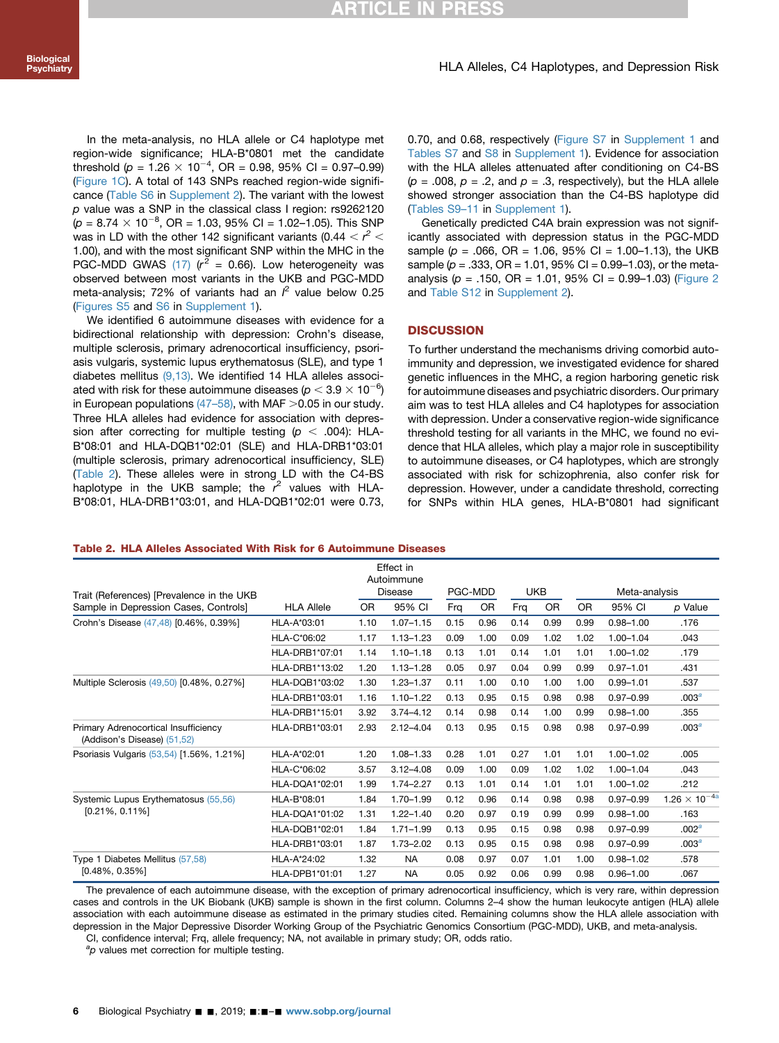In the meta-analysis, no HLA allele or C4 haplotype met region-wide significance; HLA-B*0801 met the candidate threshold ($p = 1.26 \times 10^{-4}$, OR = 0.98, 95% CI = 0.97–0.99) (Figure 1C). A total of 143 SNPs reached region-wide significance (Table S6 in Supplement 2). The variant with the lowest $p$ value was a SNP in the classical class I region: rs9262120 ($p = 8.74 \times 10^{-8}$, OR = 1.03, 95% CI = 1.02–1.05). This SNP was in LD with the other 142 significant variants ($0.44 < r^2 < 1.00$), and with the most significant SNP within the MHC in the PGC-MDD GWAS (17) ($r^2 = 0.66$). Low heterogeneity was observed between most variants in the UKB and PGC-MDD meta-analysis; 72% of variants had an $I^2$ value below 0.25 (Figures S5 and S6 in Supplement 1).

We identified 6 autoimmune diseases with evidence for a bidirectional relationship with depression: Crohn's disease, multiple sclerosis, primary adrenocortical insufficiency, psoriasis vulgaris, systemic lupus erythematosus (SLE), and type 1 diabetes mellitus (9,13). We identified 14 HLA alleles associated with risk for these autoimmune diseases ($p < 3.9 \times 10^{-6}$) in European populations (47–58), with MAF >0.05 in our study. Three HLA alleles had evidence for association with depression after correcting for multiple testing ($p < .004$): HLA-B*08:01 and HLA-DQB1*02:01 (SLE) and HLA-DRB1*03:01 (multiple sclerosis, primary adrenocortical insufficiency, SLE) (Table 2). These alleles were in strong LD with the C4-BS haplotype in the UKB sample; the $r^2$ values with HLA-B*08:01, HLA-DRB1*03:01, and HLA-DQB1*02:01 were 0.73, 0.70, and 0.68, respectively (Figure S7 in Supplement 1 and Tables S7 and S8 in Supplement 1). Evidence for association with the HLA alleles attenuated after conditioning on C4-BS ($p = .008$, $p = .2$, and $p = .3$, respectively), but the HLA allele showed stronger association than the C4-BS haplotype did (Tables S9–11 in Supplement 1).

Genetically predicted C4A brain expression was not significantly associated with depression status in the PGC-MDD sample ($p = .066$, OR = 1.06, 95% CI = 1.00–1.13), the UKB sample ($p = .333$, OR = 1.01, 95% CI = 0.99–1.03), or the meta-analysis ($p = .150$, OR = 1.01, 95% CI = 0.99–1.03) (Figure 2 and Table S12 in Supplement 2).

## DISCUSSION

To further understand the mechanisms driving comorbid autoimmunity and depression, we investigated evidence for shared genetic influences in the MHC, a region harboring genetic risk for autoimmune diseases and psychiatric disorders. Our primary aim was to test HLA alleles and C4 haplotypes for association with depression. Under a conservative region-wide significance threshold testing for all variants in the MHC, we found no evidence that HLA alleles, which play a major role in susceptibility to autoimmune diseases, or C4 haplotypes, which are strongly associated with risk for schizophrenia, also confer risk for depression. However, under a candidate threshold, correcting for SNPs within HLA genes, HLA-B*0801 had significant

**Table 2. HLA Alleles Associated With Risk for 6 Autoimmune Diseases**

| Trait (References) [Prevalence in the UKB Sample in Depression Cases, Controls] | HLA Allele | Effect in Autoimmune Disease | | PGC-MDD | | UKB | | Meta-analysis | | |
|---|---|---|---|---|---|---|---|---|---|---|
| | | OR | 95% CI | Frq | OR | Frq | OR | OR | 95% CI | $p$ Value |
| Crohn's Disease (47,48) [0.46%, 0.39%] | HLA-A*03:01 | 1.10 | 1.07–1.15 | 0.15 | 0.96 | 0.14 | 0.99 | 0.99 | 0.98–1.00 | .176 |
| | HLA-C*06:02 | 1.17 | 1.13–1.23 | 0.09 | 1.00 | 0.09 | 1.02 | 1.02 | 1.00–1.04 | .043 |
| | HLA-DRB1*07:01 | 1.14 | 1.10–1.18 | 0.13 | 1.01 | 0.14 | 1.01 | 1.01 | 1.00–1.02 | .179 |
| | HLA-DRB1*13:02 | 1.20 | 1.13–1.28 | 0.05 | 0.97 | 0.04 | 0.99 | 0.99 | 0.97–1.01 | .431 |
| Multiple Sclerosis (49,50) [0.48%, 0.27%] | HLA-DQB1*03:02 | 1.30 | 1.23–1.37 | 0.11 | 1.00 | 0.10 | 1.00 | 1.00 | 0.99–1.01 | .537 |
| | HLA-DRB1*03:01 | 1.16 | 1.10–1.22 | 0.13 | 0.95 | 0.15 | 0.98 | 0.98 | 0.97–0.99 | .003[a] |
| | HLA-DRB1*15:01 | 3.92 | 3.74–4.12 | 0.14 | 0.98 | 0.14 | 1.00 | 0.99 | 0.98–1.00 | .355 |
| Primary Adrenocortical Insufficiency (Addison's Disease) (51,52) | HLA-DRB1*03:01 | 2.93 | 2.12–4.04 | 0.13 | 0.95 | 0.15 | 0.98 | 0.98 | 0.97–0.99 | .003[a] |
| Psoriasis Vulgaris (53,54) [1.56%, 1.21%] | HLA-A*02:01 | 1.20 | 1.08–1.33 | 0.28 | 1.01 | 0.27 | 1.01 | 1.01 | 1.00–1.02 | .005 |
| | HLA-C*06:02 | 3.57 | 3.12–4.08 | 0.09 | 1.00 | 0.09 | 1.02 | 1.02 | 1.00–1.04 | .043 |
| | HLA-DQA1*02:01 | 1.99 | 1.74–2.27 | 0.13 | 1.01 | 0.14 | 1.01 | 1.01 | 1.00–1.02 | .212 |
| Systemic Lupus Erythematosus (55,56) [0.21%, 0.11%] | HLA-B*08:01 | 1.84 | 1.70–1.99 | 0.12 | 0.96 | 0.14 | 0.98 | 0.98 | 0.97–0.99 | $1.26 \times 10^{-4}$[a] |
| | HLA-DQA1*01:02 | 1.31 | 1.22–1.40 | 0.20 | 0.97 | 0.19 | 0.99 | 0.99 | 0.98–1.00 | .163 |
| | HLA-DQB1*02:01 | 1.84 | 1.71–1.99 | 0.13 | 0.95 | 0.15 | 0.98 | 0.98 | 0.97–0.99 | .002[a] |
| | HLA-DRB1*03:01 | 1.87 | 1.73–2.02 | 0.13 | 0.95 | 0.15 | 0.98 | 0.98 | 0.97–0.99 | .003[a] |
| Type 1 Diabetes Mellitus (57,58) [0.48%, 0.35%] | HLA-A*24:02 | 1.32 | NA | 0.08 | 0.97 | 0.07 | 1.01 | 1.00 | 0.98–1.02 | .578 |
| | HLA-DPB1*01:01 | 1.27 | NA | 0.05 | 0.92 | 0.06 | 0.99 | 0.98 | 0.96–1.00 | .067 |

The prevalence of each autoimmune disease, with the exception of primary adrenocortical insufficiency, which is very rare, within depression cases and controls in the UK Biobank (UKB) sample is shown in the first column. Columns 2–4 show the human leukocyte antigen (HLA) allele association with each autoimmune disease as estimated in the primary studies cited. Remaining columns show the HLA allele association with depression in the Major Depressive Disorder Working Group of the Psychiatric Genomics Consortium (PGC-MDD), UKB, and meta-analysis.

CI, confidence interval; Frq, allele frequency; NA, not available in primary study; OR, odds ratio.

[a] $p$ values met correction for multiple testing.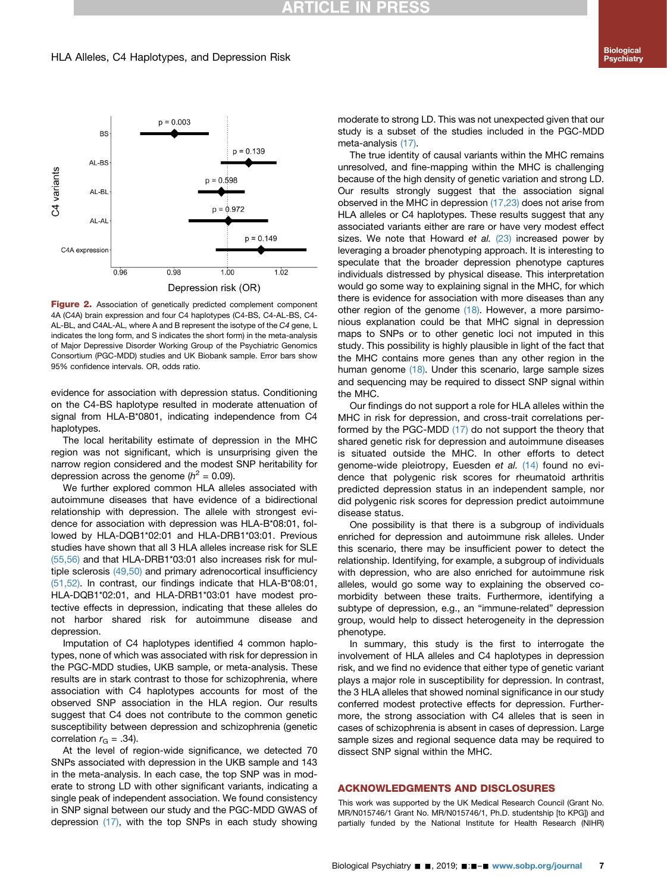Figure 2. Association of genetically predicted complement component 4A (C4A) brain expression and four C4 haplotypes (C4-BS, C4-AL-BS, C4-AL-BL, and C4AL-AL, where A and B represent the isotype of the *C4* gene, L indicates the long form, and S indicates the short form) in the meta-analysis of Major Depressive Disorder Working Group of the Psychiatric Genomics Consortium (PGC-MDD) studies and UK Biobank sample. Error bars show 95% confidence intervals. OR, odds ratio.

evidence for association with depression status. Conditioning on the C4-BS haplotype resulted in moderate attenuation of signal from HLA-B*0801, indicating independence from C4 haplotypes.

The local heritability estimate of depression in the MHC region was not significant, which is unsurprising given the narrow region considered and the modest SNP heritability for depression across the genome ($h^2$ = 0.09).

We further explored common HLA alleles associated with autoimmune diseases that have evidence of a bidirectional relationship with depression. The allele with strongest evidence for association with depression was HLA-B*08:01, followed by HLA-DQB1*02:01 and HLA-DRB1*03:01. Previous studies have shown that all 3 HLA alleles increase risk for SLE (55,56) and that HLA-DRB1*03:01 also increases risk for multiple sclerosis (49,50) and primary adrenocortical insufficiency (51,52). In contrast, our findings indicate that HLA-B*08:01, HLA-DQB1*02:01, and HLA-DRB1*03:01 have modest protective effects in depression, indicating that these alleles do not harbor shared risk for autoimmune disease and depression.

Imputation of C4 haplotypes identified 4 common haplotypes, none of which was associated with risk for depression in the PGC-MDD studies, UKB sample, or meta-analysis. These results are in stark contrast to those for schizophrenia, where association with C4 haplotypes accounts for most of the observed SNP association in the HLA region. Our results suggest that C4 does not contribute to the common genetic susceptibility between depression and schizophrenia (genetic correlation $r_G$ = .34).

At the level of region-wide significance, we detected 70 SNPs associated with depression in the UKB sample and 143 in the meta-analysis. In each case, the top SNP was in moderate to strong LD with other significant variants, indicating a single peak of independent association. We found consistency in SNP signal between our study and the PGC-MDD GWAS of depression (17), with the top SNPs in each study showing moderate to strong LD. This was not unexpected given that our study is a subset of the studies included in the PGC-MDD meta-analysis (17).

The true identity of causal variants within the MHC remains unresolved, and fine-mapping within the MHC is challenging because of the high density of genetic variation and strong LD. Our results strongly suggest that the association signal observed in the MHC in depression (17,23) does not arise from HLA alleles or C4 haplotypes. These results suggest that any associated variants either are rare or have very modest effect sizes. We note that Howard *et al.* (23) increased power by leveraging a broader phenotyping approach. It is interesting to speculate that the broader depression phenotype captures individuals distressed by physical disease. This interpretation would go some way to explaining signal in the MHC, for which there is evidence for association with more diseases than any other region of the genome (18). However, a more parsimonious explanation could be that MHC signal in depression maps to SNPs or to other genetic loci not imputed in this study. This possibility is highly plausible in light of the fact that the MHC contains more genes than any other region in the human genome (18). Under this scenario, large sample sizes and sequencing may be required to dissect SNP signal within the MHC.

Our findings do not support a role for HLA alleles within the MHC in risk for depression, and cross-trait correlations performed by the PGC-MDD (17) do not support the theory that shared genetic risk for depression and autoimmune diseases is situated outside the MHC. In other efforts to detect genome-wide pleiotropy, Euesden *et al.* (14) found no evidence that polygenic risk scores for rheumatoid arthritis predicted depression status in an independent sample, nor did polygenic risk scores for depression predict autoimmune disease status.

One possibility is that there is a subgroup of individuals enriched for depression and autoimmune risk alleles. Under this scenario, there may be insufficient power to detect the relationship. Identifying, for example, a subgroup of individuals with depression, who are also enriched for autoimmune risk alleles, would go some way to explaining the observed comorbidity between these traits. Furthermore, identifying a subtype of depression, e.g., an "immune-related" depression group, would help to dissect heterogeneity in the depression phenotype.

In summary, this study is the first to interrogate the involvement of HLA alleles and C4 haplotypes in depression risk, and we find no evidence that either type of genetic variant plays a major role in susceptibility for depression. In contrast, the 3 HLA alleles that showed nominal significance in our study conferred modest protective effects for depression. Furthermore, the strong association with C4 alleles that is seen in cases of schizophrenia is absent in cases of depression. Large sample sizes and regional sequence data may be required to dissect SNP signal within the MHC.

## ACKNOWLEDGMENTS AND DISCLOSURES

This work was supported by the UK Medical Research Council (Grant No. MR/N015746/1 Grant No. MR/N015746/1, Ph.D. studentship [to KPG]) and partially funded by the National Institute for Health Research (NIHR)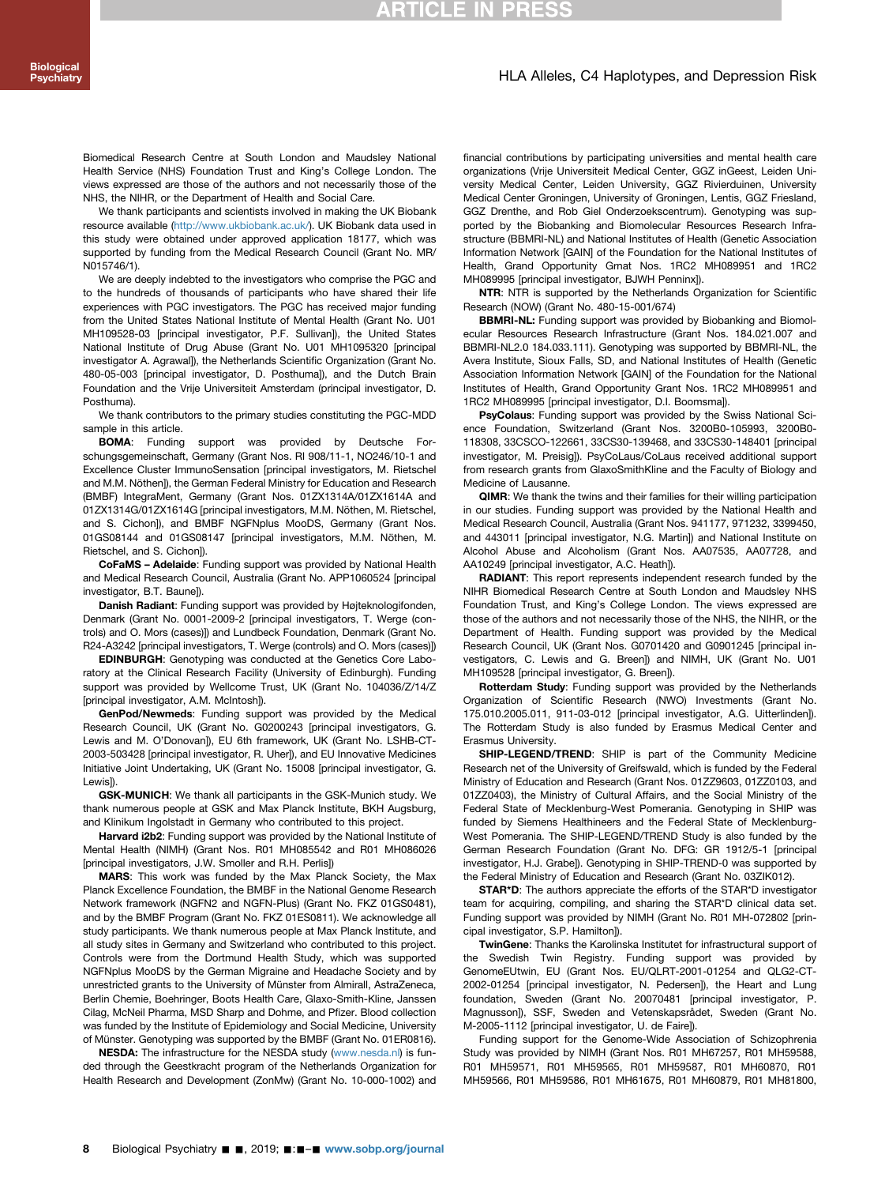Biomedical Research Centre at South London and Maudsley National Health Service (NHS) Foundation Trust and King's College London. The views expressed are those of the authors and not necessarily those of the NHS, the NIHR, or the Department of Health and Social Care.

We thank participants and scientists involved in making the UK Biobank resource available (http://www.ukbiobank.ac.uk/). UK Biobank data used in this study were obtained under approved application 18177, which was supported by funding from the Medical Research Council (Grant No. MR/N015746/1).

We are deeply indebted to the investigators who comprise the PGC and to the hundreds of thousands of participants who have shared their life experiences with PGC investigators. The PGC has received major funding from the United States National Institute of Mental Health (Grant No. U01 MH109528-03 [principal investigator, P.F. Sullivan]), the United States National Institute of Drug Abuse (Grant No. U01 MH1095320 [principal investigator A. Agrawal]), the Netherlands Scientific Organization (Grant No. 480-05-003 [principal investigator, D. Posthuma]), and the Dutch Brain Foundation and the Vrije Universiteit Amsterdam (principal investigator, D. Posthuma).

We thank contributors to the primary studies constituting the PGC-MDD sample in this article.

**BOMA**: Funding support was provided by Deutsche Forschungsgemeinschaft, Germany (Grant Nos. RI 908/11-1, NO246/10-1 and Excellence Cluster ImmunoSensation [principal investigators, M. Rietschel and M.M. Nöthen]), the German Federal Ministry for Education and Research (BMBF) IntegraMent, Germany (Grant Nos. 01ZX1314A/01ZX1614A and 01ZX1314G/01ZX1614G [principal investigators, M.M. Nöthen, M. Rietschel, and S. Cichon]), and BMBF NGFNplus MooDS, Germany (Grant Nos. 01GS08144 and 01GS08147 [principal investigators, M.M. Nöthen, M. Rietschel, and S. Cichon]).

**CoFaMS – Adelaide**: Funding support was provided by National Health and Medical Research Council, Australia (Grant No. APP1060524 [principal investigator, B.T. Baune]).

**Danish Radiant**: Funding support was provided by Højteknologifonden, Denmark (Grant No. 0001-2009-2 [principal investigators, T. Werge (controls) and O. Mors (cases)]) and Lundbeck Foundation, Denmark (Grant No. R24-A3242 [principal investigators, T. Werge (controls) and O. Mors (cases)])

**EDINBURGH**: Genotyping was conducted at the Genetics Core Laboratory at the Clinical Research Facility (University of Edinburgh). Funding support was provided by Wellcome Trust, UK (Grant No. 104036/Z/14/Z [principal investigator, A.M. McIntosh]).

**GenPod/Newmeds**: Funding support was provided by the Medical Research Council, UK (Grant No. G0200243 [principal investigators, G. Lewis and M. O'Donovan]), EU 6th framework, UK (Grant No. LSHB-CT-2003-503428 [principal investigator, R. Uher]), and EU Innovative Medicines Initiative Joint Undertaking, UK (Grant No. 15008 [principal investigator, G. Lewis]).

**GSK-MUNICH**: We thank all participants in the GSK-Munich study. We thank numerous people at GSK and Max Planck Institute, BKH Augsburg, and Klinikum Ingolstadt in Germany who contributed to this project.

**Harvard i2b2**: Funding support was provided by the National Institute of Mental Health (NIMH) (Grant Nos. R01 MH085542 and R01 MH086026 [principal investigators, J.W. Smoller and R.H. Perlis])

**MARS**: This work was funded by the Max Planck Society, the Max Planck Excellence Foundation, the BMBF in the National Genome Research Network framework (NGFN2 and NGFN-Plus) (Grant No. FKZ 01GS0481), and by the BMBF Program (Grant No. FKZ 01ES0811). We acknowledge all study participants. We thank numerous people at Max Planck Institute, and all study sites in Germany and Switzerland who contributed to this project. Controls were from the Dortmund Health Study, which was supported NGFNplus MooDS by the German Migraine and Headache Society and by unrestricted grants to the University of Münster from Almirall, AstraZeneca, Berlin Chemie, Boehringer, Boots Health Care, Glaxo-Smith-Kline, Janssen Cilag, McNeil Pharma, MSD Sharp and Dohme, and Pfizer. Blood collection was funded by the Institute of Epidemiology and Social Medicine, University of Münster. Genotyping was supported by the BMBF (Grant No. 01ER0816).

**NESDA:** The infrastructure for the NESDA study (www.nesda.nl) is funded through the Geestkracht program of the Netherlands Organization for Health Research and Development (ZonMw) (Grant No. 10-000-1002) and financial contributions by participating universities and mental health care organizations (Vrije Universiteit Medical Center, GGZ inGeest, Leiden University Medical Center, Leiden University, GGZ Rivierduinen, University Medical Center Groningen, University of Groningen, Lentis, GGZ Friesland, GGZ Drenthe, and Rob Giel Onderzoekscentrum). Genotyping was supported by the Biobanking and Biomolecular Resources Research Infrastructure (BBMRI-NL) and National Institutes of Health (Genetic Association Information Network [GAIN] of the Foundation for the National Institutes of Health, Grand Opportunity Grnat Nos. 1RC2 MH089951 and 1RC2 MH089995 [principal investigator, BJWH Penninx]).

**NTR**: NTR is supported by the Netherlands Organization for Scientific Research (NOW) (Grant No. 480-15-001/674)

**BBMRI-NL:** Funding support was provided by Biobanking and Biomolecular Resources Research Infrastructure (Grant Nos. 184.021.007 and BBMRI-NL2.0 184.033.111). Genotyping was supported by BBMRI-NL, the Avera Institute, Sioux Falls, SD, and National Institutes of Health (Genetic Association Information Network [GAIN] of the Foundation for the National Institutes of Health, Grand Opportunity Grant Nos. 1RC2 MH089951 and 1RC2 MH089995 [principal investigator, D.I. Boomsma]).

**PsyColaus**: Funding support was provided by the Swiss National Science Foundation, Switzerland (Grant Nos. 3200B0-105993, 3200B0-118308, 33CSCO-122661, 33CS30-139468, and 33CS30-148401 [principal investigator, M. Preisig]). PsyCoLaus/CoLaus received additional support from research grants from GlaxoSmithKline and the Faculty of Biology and Medicine of Lausanne.

**QIMR**: We thank the twins and their families for their willing participation in our studies. Funding support was provided by the National Health and Medical Research Council, Australia (Grant Nos. 941177, 971232, 3399450, and 443011 [principal investigator, N.G. Martin]) and National Institute on Alcohol Abuse and Alcoholism (Grant Nos. AA07535, AA07728, and AA10249 [principal investigator, A.C. Heath]).

**RADIANT**: This report represents independent research funded by the NIHR Biomedical Research Centre at South London and Maudsley NHS Foundation Trust, and King's College London. The views expressed are those of the authors and not necessarily those of the NHS, the NIHR, or the Department of Health. Funding support was provided by the Medical Research Council, UK (Grant Nos. G0701420 and G0901245 [principal investigators, C. Lewis and G. Breen]) and NIMH, UK (Grant No. U01 MH109528 [principal investigator, G. Breen]).

**Rotterdam Study**: Funding support was provided by the Netherlands Organization of Scientific Research (NWO) Investments (Grant No. 175.010.2005.011, 911-03-012 [principal investigator, A.G. Uitterlinden]). The Rotterdam Study is also funded by Erasmus Medical Center and Erasmus University.

**SHIP-LEGEND/TREND**: SHIP is part of the Community Medicine Research net of the University of Greifswald, which is funded by the Federal Ministry of Education and Research (Grant Nos. 01ZZ9603, 01ZZ0103, and 01ZZ0403), the Ministry of Cultural Affairs, and the Social Ministry of the Federal State of Mecklenburg-West Pomerania. Genotyping in SHIP was funded by Siemens Healthineers and the Federal State of Mecklenburg-West Pomerania. The SHIP-LEGEND/TREND Study is also funded by the German Research Foundation (Grant No. DFG: GR 1912/5-1 [principal investigator, H.J. Grabe]). Genotyping in SHIP-TREND-0 was supported by the Federal Ministry of Education and Research (Grant No. 03ZIK012).

**STAR*D**: The authors appreciate the efforts of the STAR*D investigator team for acquiring, compiling, and sharing the STAR*D clinical data set. Funding support was provided by NIMH (Grant No. R01 MH-072802 [principal investigator, S.P. Hamilton]).

**TwinGene**: Thanks the Karolinska Institutet for infrastructural support of the Swedish Twin Registry. Funding support was provided by GenomeEUtwin, EU (Grant Nos. EU/QLRT-2001-01254 and QLG2-CT-2002-01254 [principal investigator, N. Pedersen]), the Heart and Lung foundation, Sweden (Grant No. 20070481 [principal investigator, P. Magnusson]), SSF, Sweden and Vetenskapsrådet, Sweden (Grant No. M-2005-1112 [principal investigator, U. de Faire]).

Funding support for the Genome-Wide Association of Schizophrenia Study was provided by NIMH (Grant Nos. R01 MH67257, R01 MH59588, R01 MH59571, R01 MH59565, R01 MH59587, R01 MH60870, R01 MH59566, R01 MH59586, R01 MH61675, R01 MH60879, R01 MH81800,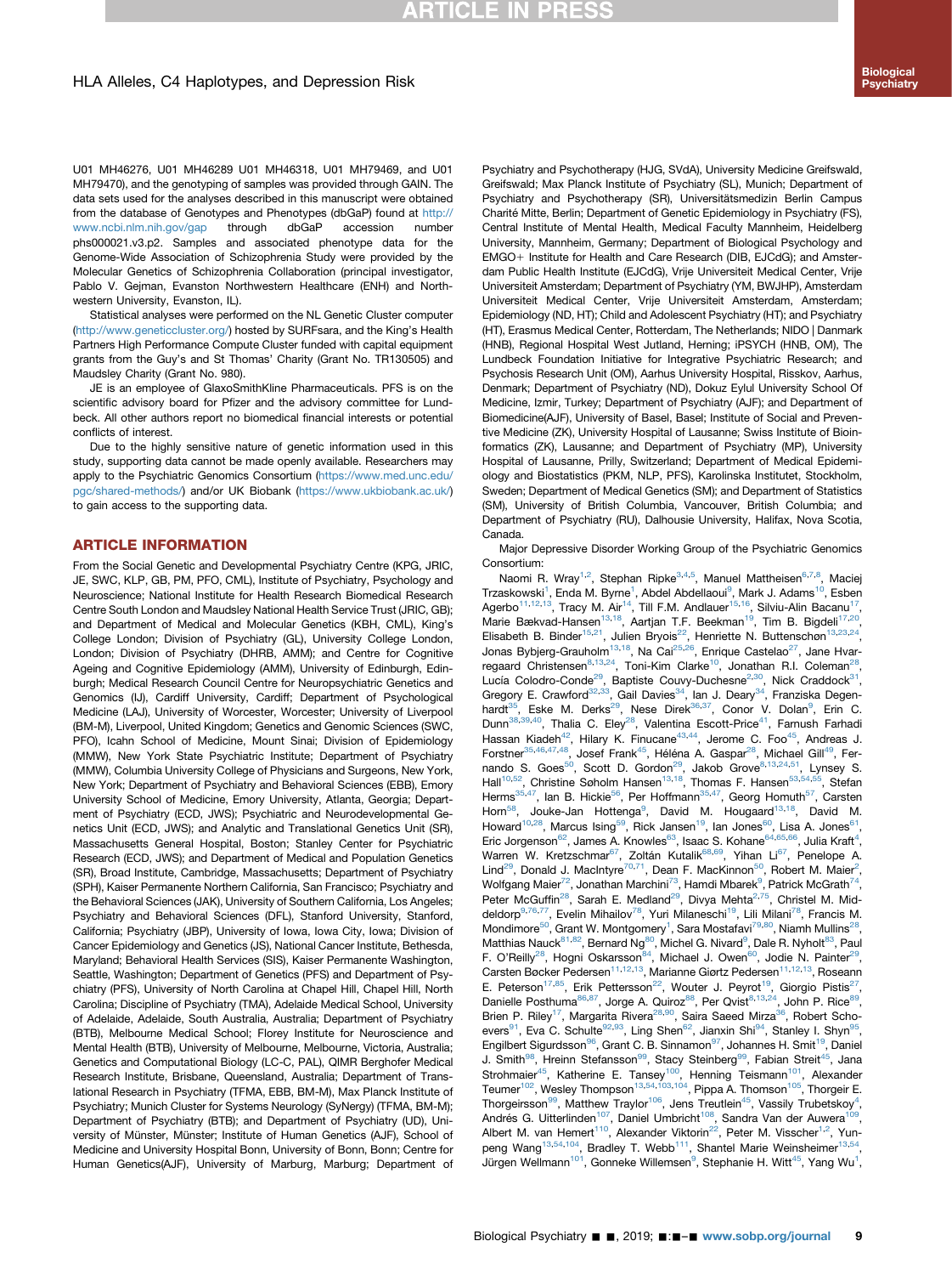U01 MH46276, U01 MH46289 U01 MH46318, U01 MH79469, and U01 MH79470), and the genotyping of samples was provided through GAIN. The data sets used for the analyses described in this manuscript were obtained from the database of Genotypes and Phenotypes (dbGaP) found at http://www.ncbi.nlm.nih.gov/gap through dbGaP accession number phs000021.v3.p2. Samples and associated phenotype data for the Genome-Wide Association of Schizophrenia Study were provided by the Molecular Genetics of Schizophrenia Collaboration (principal investigator, Pablo V. Gejman, Evanston Northwestern Healthcare (ENH) and Northwestern University, Evanston, IL).

Statistical analyses were performed on the NL Genetic Cluster computer (http://www.geneticcluster.org/) hosted by SURFsara, and the King's Health Partners High Performance Compute Cluster funded with capital equipment grants from the Guy's and St Thomas' Charity (Grant No. TR130505) and Maudsley Charity (Grant No. 980).

JE is an employee of GlaxoSmithKline Pharmaceuticals. PFS is on the scientific advisory board for Pfizer and the advisory committee for Lundbeck. All other authors report no biomedical financial interests or potential conflicts of interest.

Due to the highly sensitive nature of genetic information used in this study, supporting data cannot be made openly available. Researchers may apply to the Psychiatric Genomics Consortium (https://www.med.unc.edu/pgc/shared-methods/) and/or UK Biobank (https://www.ukbiobank.ac.uk/) to gain access to the supporting data.

## ARTICLE INFORMATION

From the Social Genetic and Developmental Psychiatry Centre (KPG, JRIC, JE, SWC, KLP, GB, PM, PFO, CML), Institute of Psychiatry, Psychology and Neuroscience; National Institute for Health Research Biomedical Research Centre South London and Maudsley National Health Service Trust (JRIC, GB); and Department of Medical and Molecular Genetics (KBH, CML), King's College London; Division of Psychiatry (GL), University College London, London; Division of Psychiatry (DHRB, AMM); and Centre for Cognitive Ageing and Cognitive Epidemiology (AMM), University of Edinburgh, Edinburgh; Medical Research Council Centre for Neuropsychiatric Genetics and Genomics (IJ), Cardiff University, Cardiff; Department of Psychological Medicine (LAJ), University of Worcester, Worcester; University of Liverpool (BM-M), Liverpool, United Kingdom; Genetics and Genomic Sciences (SWC, PFO), Icahn School of Medicine, Mount Sinai; Division of Epidemiology (MMW), New York State Psychiatric Institute; Department of Psychiatry (MMW), Columbia University College of Physicians and Surgeons, New York, New York; Department of Psychiatry and Behavioral Sciences (EBB), Emory University School of Medicine, Emory University, Atlanta, Georgia; Department of Psychiatry (ECD, JWS); Psychiatric and Neurodevelopmental Genetics Unit (ECD, JWS); and Analytic and Translational Genetics Unit (SR), Massachusetts General Hospital, Boston; Stanley Center for Psychiatric Research (ECD, JWS); and Department of Medical and Population Genetics (SR), Broad Institute, Cambridge, Massachusetts; Department of Psychiatry (SPH), Kaiser Permanente Northern California, San Francisco; Psychiatry and the Behavioral Sciences (JAK), University of Southern California, Los Angeles; Psychiatry and Behavioral Sciences (DFL), Stanford University, Stanford, California; Psychiatry (JBP), University of Iowa, Iowa City, Iowa; Division of Cancer Epidemiology and Genetics (JS), National Cancer Institute, Bethesda, Maryland; Behavioral Health Services (SIS), Kaiser Permanente Washington, Seattle, Washington; Department of Genetics (PFS) and Department of Psychiatry (PFS), University of North Carolina at Chapel Hill, Chapel Hill, North Carolina; Discipline of Psychiatry (TMA), Adelaide Medical School, University of Adelaide, Adelaide, South Australia, Australia; Department of Psychiatry (BTB), Melbourne Medical School; Florey Institute for Neuroscience and Mental Health (BTB), University of Melbourne, Melbourne, Victoria, Australia; Genetics and Computational Biology (LC-C, PAL), QIMR Berghofer Medical Research Institute, Brisbane, Queensland, Australia; Department of Translational Research in Psychiatry (TFMA, EBB, BM-M), Max Planck Institute of Psychiatry; Munich Cluster for Systems Neurology (SyNergy) (TFMA, BM-M); Department of Psychiatry (BTB); and Department of Psychiatry (UD), University of Münster, Münster; Institute of Human Genetics (AJF), School of Medicine and University Hospital Bonn, University of Bonn, Bonn; Centre for Human Genetics(AJF), University of Marburg, Marburg; Department of Psychiatry and Psychotherapy (HJG, SVdA), University Medicine Greifswald, Greifswald; Max Planck Institute of Psychiatry (SL), Munich; Department of Psychiatry and Psychotherapy (SR), Universitätsmedizin Berlin Campus Charité Mitte, Berlin; Department of Genetic Epidemiology in Psychiatry (FS), Central Institute of Mental Health, Medical Faculty Mannheim, Heidelberg University, Mannheim, Germany; Department of Biological Psychology and EMGO+ Institute for Health and Care Research (DIB, EJCdG); and Amsterdam Public Health Institute (EJCdG), Vrije Universiteit Medical Center, Vrije Universiteit Amsterdam; Department of Psychiatry (YM, BWJHP), Amsterdam Universiteit Medical Center, Vrije Universiteit Amsterdam, Amsterdam; Epidemiology (ND, HT); Child and Adolescent Psychiatry (HT); and Psychiatry (HT), Erasmus Medical Center, Rotterdam, The Netherlands; NIDO | Danmark (HNB), Regional Hospital West Jutland, Herning; iPSYCH (HNB, OM), The Lundbeck Foundation Initiative for Integrative Psychiatric Research; and Psychosis Research Unit (OM), Aarhus University Hospital, Risskov, Aarhus, Denmark; Department of Psychiatry (ND), Dokuz Eylul University School Of Medicine, Izmir, Turkey; Department of Psychiatry (AJF); and Department of Biomedicine(AJF), University of Basel, Basel; Institute of Social and Preventive Medicine (ZK), University Hospital of Lausanne; Swiss Institute of Bioinformatics (ZK), Lausanne; and Department of Psychiatry (MP), University Hospital of Lausanne, Prilly, Switzerland; Department of Medical Epidemiology and Biostatistics (PKM, NLP, PFS), Karolinska Institutet, Stockholm, Sweden; Department of Medical Genetics (SM); and Department of Statistics (SM), University of British Columbia, Vancouver, British Columbia; and Department of Psychiatry (RU), Dalhousie University, Halifax, Nova Scotia, Canada.

Major Depressive Disorder Working Group of the Psychiatric Genomics Consortium:

Naomi R. Wray[1,2], Stephan Ripke[3,4,5], Manuel Mattheisen[6,7,8], Maciej Trzaskowski[1], Enda M. Byrne[1], Abdel Abdellaoui[9], Mark J. Adams[10], Esben Agerbo[11,12,13], Tracy M. Air[14], Till F.M. Andlauer[15,16], Silviu-Alin Bacanu[17], Marie Bækvad-Hansen[13,18], Aartjan T.F. Beekman[19], Tim B. Bigdeli[17,20], Elisabeth B. Binder[15,21], Julien Bryois[22], Henriette N. Buttenschøn[13,23,24], Jonas Bybjerg-Grauholm[13,18], Na Cai[25,26], Enrique Castelao[27], Jane Hvarregaard Christensen[8,13,24], Toni-Kim Clarke[10], Jonathan R.I. Coleman[28], Lucía Colodro-Conde[29], Baptiste Couvy-Duchesne[2,30], Nick Craddock[31], Gregory E. Crawford[32,33], Gail Davies[34], Ian J. Deary[34], Franziska Degenhardt[35], Eske M. Derks[29], Nese Direk[36,37], Conor V. Dolan[9], Erin C. Dunn[38,39,40], Thalia C. Eley[28], Valentina Escott-Price[41], Farnush Farhadi Hassan Kiadeh[42], Hilary K. Finucane[43,44], Jerome C. Foo[45], Andreas J. Forstner[35,46,47,48], Josef Frank[45], Héléna A. Gaspar[28], Michael Gill[49], Fernando S. Goes[50], Scott D. Gordon[29], Jakob Grove[8,13,24,51], Lynsey S. Hall[10,52], Christine Søholm Hansen[13,18], Thomas F. Hansen[53,54,55], Stefan Herms[35,47], Ian B. Hickie[56], Per Hoffmann[35,47], Georg Homuth[57], Carsten Horn[58], Jouke-Jan Hottenga[9], David M. Hougaard[13,18], David M. Howard[10,28], Marcus Ising[59], Rick Jansen[19], Ian Jones[60], Lisa A. Jones[61], Eric Jorgenson[62], James A. Knowles[63], Isaac S. Kohane[64,65,66], Julia Kraft[4], Warren W. Kretzschmar[67], Zoltán Kutalik[68,69], Yihan Li[67], Penelope A. Lind[29], Donald J. MacIntyre[70,71], Dean F. MacKinnon[50], Robert M. Maier[2], Wolfgang Maier[72], Jonathan Marchini[73], Hamdi Mbarek[9], Patrick McGrath[74], Peter McGuffin[28], Sarah E. Medland[29], Divya Mehta[2,75], Christel M. Middeldorp[9,76,77], Evelin Mihailov[78], Yuri Milaneschi[19], Lili Milani[78], Francis M. Mondimore[50], Grant W. Montgomery[1], Sara Mostafavi[79,80], Niamh Mullins[28], Matthias Nauck[81,82], Bernard Ng[80], Michel G. Nivard[9], Dale R. Nyholt[83], Paul F. O'Reilly[28], Hogni Oskarsson[84], Michael J. Owen[60], Jodie N. Painter[29], Carsten Bøcker Pedersen[11,12,13], Marianne Giørtz Pedersen[11,12,13], Roseann E. Peterson[17,85], Erik Pettersson[22], Wouter J. Peyrot[19], Giorgio Pistis[27], Danielle Posthuma[86,87], Jorge A. Quiroz[88], Per Qvist[8,13,24], John P. Rice[89], Brien P. Riley[17], Margarita Rivera[28,90], Saira Saeed Mirza[36], Robert Schoevers[91], Eva C. Schulte[92,93], Ling Shen[62], Jianxin Shi[94], Stanley I. Shyn[95], Engilbert Sigurdsson[96], Grant C. B. Sinnamon[97], Johannes H. Smit[19], Daniel J. Smith[98], Hreinn Stefansson[99], Stacy Steinberg[99], Fabian Streit[45], Jana Strohmaier[45], Katherine E. Tansey[100], Henning Teismann[101], Alexander Teumer[102], Wesley Thompson[13,54,103,104], Pippa A. Thomson[105], Thorgeir E. Thorgeirsson[99], Matthew Traylor[106], Jens Treutlein[45], Vassily Trubetskoy[4], Andrés G. Uitterlinden[107], Daniel Umbricht[108], Sandra Van der Auwera[109], Albert M. van Hemert[110], Alexander Viktorin[22], Peter M. Visscher[1,2], Yunpeng Wang[13,54,104], Bradley T. Webb[111], Shantel Marie Weinsheimer[13,54], Jürgen Wellmann[101], Gonneke Willemsen[9], Stephanie H. Witt[45], Yang Wu[1],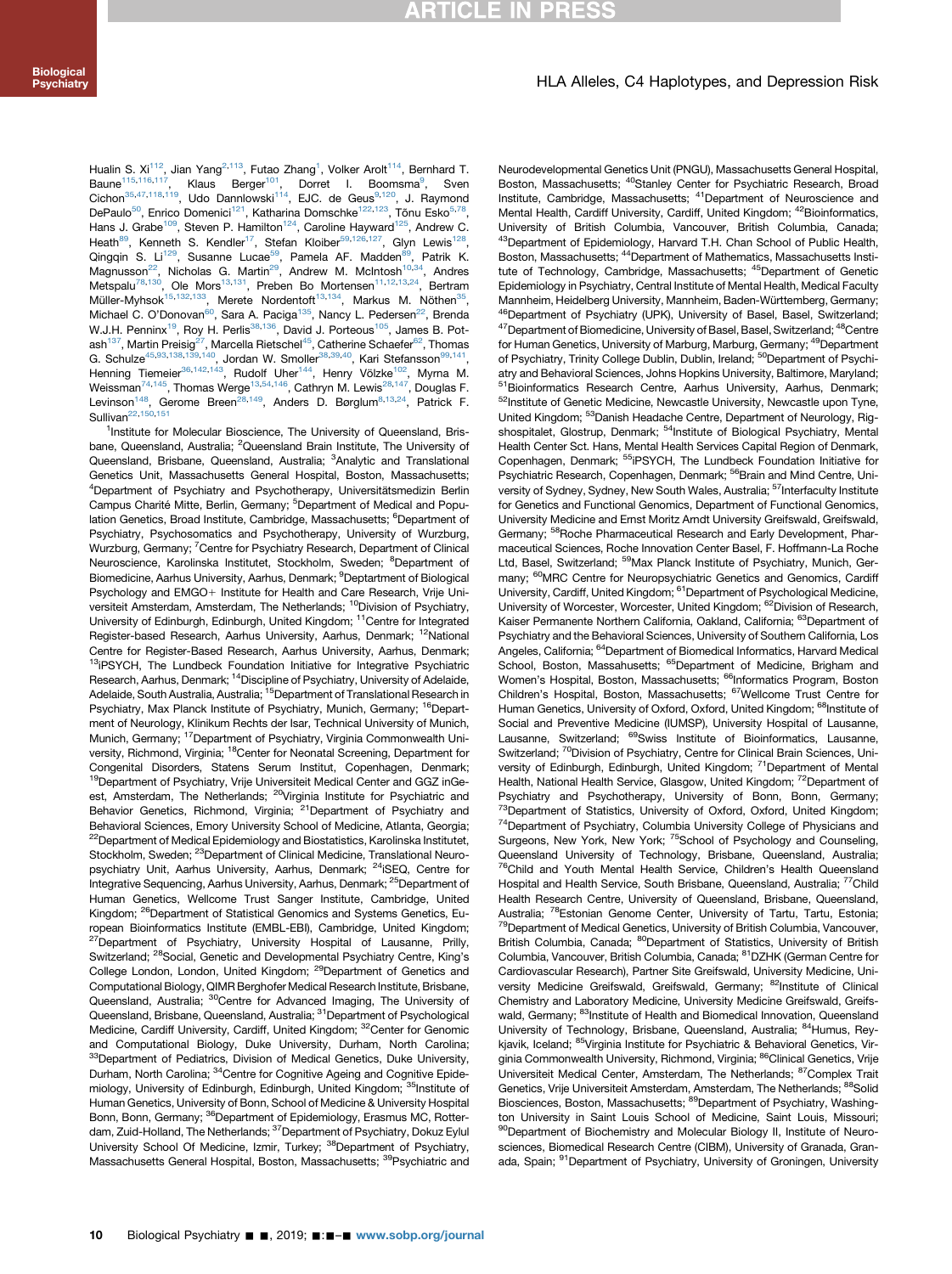Hualin S. Xi[112], Jian Yang[2,113], Futao Zhang[1], Volker Arolt[114], Bernhard T. Baune[115,116,117], Klaus Berger[101], Dorret I. Boomsma[9], Sven Cichon[35,47,118,119], Udo Dannlowski[114], EJC. de Geus[9,120], J. Raymond DePaulo[50], Enrico Domenici[121], Katharina Domschke[122,123], Tõnu Esko[5,78], Hans J. Grabe[109], Steven P. Hamilton[124], Caroline Hayward[125], Andrew C. Heath[89], Kenneth S. Kendler[17], Stefan Kloiber[59,126,127], Glyn Lewis[128], Qingqin S. Li[129], Susanne Lucae[59], Pamela AF. Madden[89], Patrik K. Magnusson[22], Nicholas G. Martin[29], Andrew M. McIntosh[10,34], Andres Metspalu[78,130], Ole Mors[13,131], Preben Bo Mortensen[11,12,13,24], Bertram Müller-Myhsok[15,132,133], Merete Nordentoft[13,134], Markus M. Nöthen[35], Michael C. O'Donovan[60], Sara A. Paciga[135], Nancy L. Pedersen[22], Brenda W.J.H. Penninx[19], Roy H. Perlis[38,136], David J. Porteous[105], James B. Potash[137], Martin Preisig[27], Marcella Rietschel[45], Catherine Schaefer[62], Thomas G. Schulze[45,93,138,139,140], Jordan W. Smoller[38,39,40], Kari Stefansson[99,141], Henning Tiemeier[36,142,143], Rudolf Uher[144], Henry Völzke[102], Myrna M. Weissman[74,145], Thomas Werge[13,54,146], Cathryn M. Lewis[28,147], Douglas F. Levinson[148], Gerome Breen[28,149], Anders D. Børglum[8,13,24], Patrick F. Sullivan[22,150,151]

[1]Institute for Molecular Bioscience, The University of Queensland, Brisbane, Queensland, Australia; [2]Queensland Brain Institute, The University of Queensland, Brisbane, Queensland, Australia; [3]Analytic and Translational Genetics Unit, Massachusetts General Hospital, Boston, Massachusetts; [4]Department of Psychiatry and Psychotherapy, Universitätsmedizin Berlin Campus Charité Mitte, Berlin, Germany; [5]Department of Medical and Population Genetics, Broad Institute, Cambridge, Massachusetts; [6]Department of Psychiatry, Psychosomatics and Psychotherapy, University of Wurzburg, Wurzburg, Germany; [7]Centre for Psychiatry Research, Department of Clinical Neuroscience, Karolinska Institutet, Stockholm, Sweden; [8]Department of Biomedicine, Aarhus University, Aarhus, Denmark; [9]Deptartment of Biological Psychology and EMGO+ Institute for Health and Care Research, Vrije Universiteit Amsterdam, Amsterdam, The Netherlands; [10]Division of Psychiatry, University of Edinburgh, Edinburgh, United Kingdom; [11]Centre for Integrated Register-based Research, Aarhus University, Aarhus, Denmark; [12]National Centre for Register-Based Research, Aarhus University, Aarhus, Denmark; [13]iPSYCH, The Lundbeck Foundation Initiative for Integrative Psychiatric Research, Aarhus, Denmark; [14]Discipline of Psychiatry, University of Adelaide, Adelaide, South Australia, Australia; [15]Department of Translational Research in Psychiatry, Max Planck Institute of Psychiatry, Munich, Germany; [16]Department of Neurology, Klinikum Rechts der Isar, Technical University of Munich, Munich, Germany; [17]Department of Psychiatry, Virginia Commonwealth University, Richmond, Virginia; [18]Center for Neonatal Screening, Department for Congenital Disorders, Statens Serum Institut, Copenhagen, Denmark; [19]Department of Psychiatry, Vrije Universiteit Medical Center and GGZ inGeest, Amsterdam, The Netherlands; [20]Virginia Institute for Psychiatric and Behavior Genetics, Richmond, Virginia; [21]Department of Psychiatry and Behavioral Sciences, Emory University School of Medicine, Atlanta, Georgia; [22]Department of Medical Epidemiology and Biostatistics, Karolinska Institutet, Stockholm, Sweden; [23]Department of Clinical Medicine, Translational Neuropsychiatry Unit, Aarhus University, Aarhus, Denmark; [24]iSEQ, Centre for Integrative Sequencing, Aarhus University, Aarhus, Denmark; [25]Department of Human Genetics, Wellcome Trust Sanger Institute, Cambridge, United Kingdom; [26]Department of Statistical Genomics and Systems Genetics, European Bioinformatics Institute (EMBL-EBI), Cambridge, United Kingdom; [27]Department of Psychiatry, University Hospital of Lausanne, Prilly, Switzerland; [28]Social, Genetic and Developmental Psychiatry Centre, King's College London, London, United Kingdom; [29]Department of Genetics and Computational Biology, QIMR Berghofer Medical Research Institute, Brisbane, Queensland, Australia; [30]Centre for Advanced Imaging, The University of Queensland, Brisbane, Queensland, Australia; [31]Department of Psychological Medicine, Cardiff University, Cardiff, United Kingdom; [32]Center for Genomic and Computational Biology, Duke University, Durham, North Carolina; [33]Department of Pediatrics, Division of Medical Genetics, Duke University, Durham, North Carolina; [34]Centre for Cognitive Ageing and Cognitive Epidemiology, University of Edinburgh, Edinburgh, United Kingdom; [35]Institute of Human Genetics, University of Bonn, School of Medicine & University Hospital Bonn, Bonn, Germany; [36]Department of Epidemiology, Erasmus MC, Rotterdam, Zuid-Holland, The Netherlands; [37]Department of Psychiatry, Dokuz Eylul University School Of Medicine, Izmir, Turkey; [38]Department of Psychiatry, Massachusetts General Hospital, Boston, Massachusetts; [39]Psychiatric and Neurodevelopmental Genetics Unit (PNGU), Massachusetts General Hospital, Boston, Massachusetts; [40]Stanley Center for Psychiatric Research, Broad Institute, Cambridge, Massachusetts; [41]Department of Neuroscience and Mental Health, Cardiff University, Cardiff, United Kingdom; [42]Bioinformatics, University of British Columbia, Vancouver, British Columbia, Canada; [43]Department of Epidemiology, Harvard T.H. Chan School of Public Health, Boston, Massachusetts; [44]Department of Mathematics, Massachusetts Institute of Technology, Cambridge, Massachusetts; [45]Department of Genetic Epidemiology in Psychiatry, Central Institute of Mental Health, Medical Faculty Mannheim, Heidelberg University, Mannheim, Baden-Württemberg, Germany; [46]Department of Psychiatry (UPK), University of Basel, Basel, Switzerland; [47]Department of Biomedicine, University of Basel, Basel, Switzerland; [48]Centre for Human Genetics, University of Marburg, Marburg, Germany; [49]Department of Psychiatry, Trinity College Dublin, Dublin, Ireland; [50]Department of Psychiatry and Behavioral Sciences, Johns Hopkins University, Baltimore, Maryland; [51]Bioinformatics Research Centre, Aarhus University, Aarhus, Denmark; [52]Institute of Genetic Medicine, Newcastle University, Newcastle upon Tyne, United Kingdom; [53]Danish Headache Centre, Department of Neurology, Rigshospitalet, Glostrup, Denmark; [54]Institute of Biological Psychiatry, Mental Health Center Sct. Hans, Mental Health Services Capital Region of Denmark, Copenhagen, Denmark; [55]iPSYCH, The Lundbeck Foundation Initiative for Psychiatric Research, Copenhagen, Denmark; [56]Brain and Mind Centre, University of Sydney, Sydney, New South Wales, Australia; [57]Interfaculty Institute for Genetics and Functional Genomics, Department of Functional Genomics, University Medicine and Ernst Moritz Arndt University Greifswald, Greifswald, Germany; [58]Roche Pharmaceutical Research and Early Development, Pharmaceutical Sciences, Roche Innovation Center Basel, F. Hoffmann-La Roche Ltd, Basel, Switzerland; [59]Max Planck Institute of Psychiatry, Munich, Germany; [60]MRC Centre for Neuropsychiatric Genetics and Genomics, Cardiff University, Cardiff, United Kingdom; [61]Department of Psychological Medicine, University of Worcester, Worcester, United Kingdom; [62]Division of Research, Kaiser Permanente Northern California, Oakland, California; [63]Department of Psychiatry and the Behavioral Sciences, University of Southern California, Los Angeles, California; [64]Department of Biomedical Informatics, Harvard Medical School, Boston, Massachusetts; [65]Department of Medicine, Brigham and Women's Hospital, Boston, Massachusetts; [66]Informatics Program, Boston Children's Hospital, Boston, Massachusetts; [67]Wellcome Trust Centre for Human Genetics, University of Oxford, Oxford, United Kingdom; [68]Institute of Social and Preventive Medicine (IUMSP), University Hospital of Lausanne, Lausanne, Switzerland; [69]Swiss Institute of Bioinformatics, Lausanne, Switzerland; [70]Division of Psychiatry, Centre for Clinical Brain Sciences, University of Edinburgh, Edinburgh, United Kingdom; [71]Department of Mental Health, National Health Service, Glasgow, United Kingdom; [72]Department of Psychiatry and Psychotherapy, University of Bonn, Bonn, Germany; [73]Department of Statistics, University of Oxford, Oxford, United Kingdom; [74]Department of Psychiatry, Columbia University College of Physicians and Surgeons, New York, New York; [75]School of Psychology and Counseling, Queensland University of Technology, Brisbane, Queensland, Australia; [76]Child and Youth Mental Health Service, Children's Health Queensland Hospital and Health Service, South Brisbane, Queensland, Australia; [77]Child Health Research Centre, University of Queensland, Brisbane, Queensland, Australia; [78]Estonian Genome Center, University of Tartu, Tartu, Estonia; [79]Department of Medical Genetics, University of British Columbia, Vancouver, British Columbia, Canada; [80]Department of Statistics, University of British Columbia, Vancouver, British Columbia, Canada; [81]DZHK (German Centre for Cardiovascular Research), Partner Site Greifswald, University Medicine, University Medicine Greifswald, Greifswald, Germany; [82]Institute of Clinical Chemistry and Laboratory Medicine, University Medicine Greifswald, Greifswald, Germany; [83]Institute of Health and Biomedical Innovation, Queensland University of Technology, Brisbane, Queensland, Australia; [84]Humus, Reykjavik, Iceland; [85]Virginia Institute for Psychiatric & Behavioral Genetics, Virginia Commonwealth University, Richmond, Virginia; [86]Clinical Genetics, Vrije Universiteit Medical Center, Amsterdam, The Netherlands; [87]Complex Trait Genetics, Vrije Universiteit Amsterdam, Amsterdam, The Netherlands; [88]Solid Biosciences, Boston, Massachusetts; [89]Department of Psychiatry, Washington University in Saint Louis School of Medicine, Saint Louis, Missouri; [90]Department of Biochemistry and Molecular Biology II, Institute of Neurosciences, Biomedical Research Centre (CIBM), University of Granada, Granada, Spain; [91]Department of Psychiatry, University of Groningen, University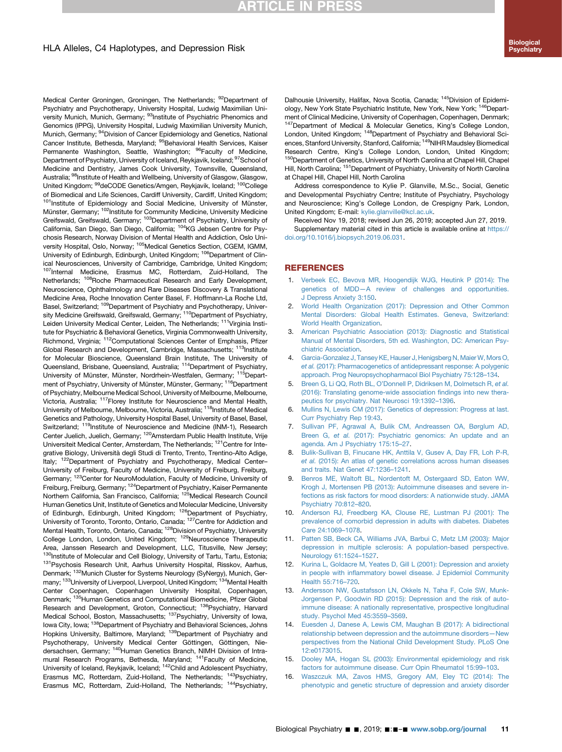Medical Center Groningen, Groningen, The Netherlands; [92]Department of Psychiatry and Psychotherapy, University Hospital, Ludwig Maximilian University Munich, Munich, Germany; [93]Institute of Psychiatric Phenomics and Genomics (IPPG), University Hospital, Ludwig Maximilian University Munich, Munich, Germany; [94]Division of Cancer Epidemiology and Genetics, National Cancer Institute, Bethesda, Maryland; [95]Behavioral Health Services, Kaiser Permanente Washington, Seattle, Washington; [96]Faculty of Medicine, Department of Psychiatry, University of Iceland, Reykjavik, Iceland; [97]School of Medicine and Dentistry, James Cook University, Townsville, Queensland, Australia; [98]Institute of Health and Wellbeing, University of Glasgow, Glasgow, United Kingdom; [99]deCODE Genetics/Amgen, Reykjavik, Iceland; [100]College of Biomedical and Life Sciences, Cardiff University, Cardiff, United Kingdom; [101]Institute of Epidemiology and Social Medicine, University of Münster, Münster, Germany; [102]Institute for Community Medicine, University Medicine Greifswald, Greifswald, Germany; [103]Department of Psychiatry, University of California, San Diego, San Diego, California; [104]KG Jebsen Centre for Psychosis Research, Norway Division of Mental Health and Addiction, Oslo University Hospital, Oslo, Norway; [105]Medical Genetics Section, CGEM, IGMM, University of Edinburgh, Edinburgh, United Kingdom; [106]Department of Clinical Neurosciences, University of Cambridge, Cambridge, United Kingdom; [107]Internal Medicine, Erasmus MC, Rotterdam, Zuid-Holland, The Netherlands; [108]Roche Pharmaceutical Research and Early Development, Neuroscience, Ophthalmology and Rare Diseases Discovery & Translational Medicine Area, Roche Innovation Center Basel, F. Hoffmann-La Roche Ltd, Basel, Switzerland; [109]Department of Psychiatry and Psychotherapy, University Medicine Greifswald, Greifswald, Germany; [110]Department of Psychiatry, Leiden University Medical Center, Leiden, The Netherlands; [111]Virginia Institute for Psychiatric & Behavioral Genetics, Virginia Commonwealth University, Richmond, Virginia; [112]Computational Sciences Center of Emphasis, Pfizer Global Research and Development, Cambridge, Massachusetts; [113]Institute for Molecular Bioscience, Queensland Brain Institute, The University of Queensland, Brisbane, Queensland, Australia; [114]Department of Psychiatry, University of Münster, Münster, Nordrhein-Westfalen, Germany; [115]Department of Psychiatry, University of Münster, Münster, Germany; [116]Department of Psychiatry, Melbourne Medical School, University of Melbourne, Melbourne, Victoria, Australia; [117]Florey Institute for Neuroscience and Mental Health, University of Melbourne, Melbourne, Victoria, Australia; [118]Institute of Medical Genetics and Pathology, University Hospital Basel, University of Basel, Basel, Switzerland; [119]Institute of Neuroscience and Medicine (INM-1), Research Center Juelich, Juelich, Germany; [120]Amsterdam Public Health Institute, Vrije Universiteit Medical Center, Amsterdam, The Netherlands; [121]Centre for Integrative Biology, Università degli Studi di Trento, Trento, Trentino-Alto Adige, Italy; [122]Department of Psychiatry and Psychotherapy, Medical Center–University of Freiburg, Faculty of Medicine, University of Freiburg, Freiburg, Germany; [123]Center for NeuroModulation, Faculty of Medicine, University of Freiburg, Freiburg, Germany; [124]Department of Psychiatry, Kaiser Permanente Northern California, San Francisco, California; [125]Medical Research Council Human Genetics Unit, Institute of Genetics and Molecular Medicine, University of Edinburgh, Edinburgh, United Kingdom; [126]Department of Psychiatry, University of Toronto, Toronto, Ontario, Canada; [127]Centre for Addiction and Mental Health, Toronto, Ontario, Canada; [128]Division of Psychiatry, University College London, London, United Kingdom; [129]Neuroscience Therapeutic Area, Janssen Research and Development, LLC, Titusville, New Jersey; [130]Institute of Molecular and Cell Biology, University of Tartu, Tartu, Estonia; [131]Psychosis Research Unit, Aarhus University Hospital, Risskov, Aarhus, Denmark; [132]Munich Cluster for Systems Neurology (SyNergy), Munich, Germany; [133]University of Liverpool, Liverpool, United Kingdom; [134]Mental Health Center Copenhagen, Copenhagen University Hospital, Copenhagen, Denmark; [135]Human Genetics and Computational Biomedicine, Pfizer Global Research and Development, Groton, Connecticut; [136]Psychiatry, Harvard Medical School, Boston, Massachusetts; [137]Psychiatry, University of Iowa, Iowa City, Iowa; [138]Department of Psychiatry and Behavioral Sciences, Johns Hopkins University, Baltimore, Maryland; [139]Department of Psychiatry and Psychotherapy, University Medical Center Göttingen, Göttingen, Niedersachsen, Germany; [140]Human Genetics Branch, NIMH Division of Intramural Research Programs, Bethesda, Maryland; [141]Faculty of Medicine, University of Iceland, Reykjavik, Iceland; [142]Child and Adolescent Psychiatry, Erasmus MC, Rotterdam, Zuid-Holland, The Netherlands; [143]Psychiatry, Erasmus MC, Rotterdam, Zuid-Holland, The Netherlands; [144]Psychiatry, Dalhousie University, Halifax, Nova Scotia, Canada; [145]Division of Epidemiology, New York State Psychiatric Institute, New York, New York; [146]Department of Clinical Medicine, University of Copenhagen, Copenhagen, Denmark; [147]Department of Medical & Molecular Genetics, King's College London, London, United Kingdom; [148]Department of Psychiatry and Behavioral Sciences, Stanford University, Stanford, California; [149]NIHR Maudsley Biomedical Research Centre, King's College London, London, United Kingdom; [150]Department of Genetics, University of North Carolina at Chapel Hill, Chapel Hill, North Carolina; [151]Department of Psychiatry, University of North Carolina at Chapel Hill, Chapel Hill, North Carolina

Address correspondence to Kylie P. Glanville, M.Sc., Social, Genetic and Developmental Psychiatry Centre; Institute of Psychiatry, Psychology and Neuroscience; King's College London, de Crespigny Park, London, United Kingdom; E-mail: kylie.glanville@kcl.ac.uk.

Received Nov 19, 2018; revised Jun 26, 2019; accepted Jun 27, 2019.

Supplementary material cited in this article is available online at https://doi.org/10.1016/j.biopsych.2019.06.031.

## REFERENCES

1. Verbeek EC, Bevova MR, Hoogendijk WJG, Heutink P (2014): The genetics of MDD—A review of challenges and opportunities. J Depress Anxiety 3:150.
2. World Health Organization (2017): Depression and Other Common Mental Disorders: Global Health Estimates. Geneva, Switzerland: World Health Organization.
3. American Psychiatric Association (2013): Diagnostic and Statistical Manual of Mental Disorders, 5th ed. Washington, DC: American Psychiatric Association.
4. Garcia-Gonzalez J, Tansey KE, Hauser J, Henigsberg N, Maier W, Mors O, *et al.* (2017): Pharmacogenetics of antidepressant response: A polygenic approach. Prog Neuropsychopharmacol Biol Psychiatry 75:128–134.
5. Breen G, Li QQ, Roth BL, O'Donnell P, Didriksen M, Dolmetsch R, *et al.* (2016): Translating genome-wide association findings into new therapeutics for psychiatry. Nat Neurosci 19:1392–1396.
6. Mullins N, Lewis CM (2017): Genetics of depression: Progress at last. Curr Psychiatry Rep 19:43.
7. Sullivan PF, Agrawal A, Bulik CM, Andreassen OA, Børglum AD, Breen G, *et al.* (2017): Psychiatric genomics: An update and an agenda. Am J Psychiatry 175:15–27.
8. Bulik-Sullivan B, Finucane HK, Anttila V, Gusev A, Day FR, Loh P-R, *et al.* (2015): An atlas of genetic correlations across human diseases and traits. Nat Genet 47:1236–1241.
9. Benros ME, Waltoft BL, Nordentoft M, Ostergaard SD, Eaton WW, Krogh J, Mortensen PB (2013): Autoimmune diseases and severe infections as risk factors for mood disorders: A nationwide study. JAMA Psychiatry 70:812–820.
10. Anderson RJ, Freedberg KA, Clouse RE, Lustman PJ (2001): The prevalence of comorbid depression in adults with diabetes. Diabetes Care 24:1069–1078.
11. Patten SB, Beck CA, Williams JVA, Barbui C, Metz LM (2003): Major depression in multiple sclerosis: A population-based perspective. Neurology 61:1524–1527.
12. Kurina L, Goldacre M, Yeates D, Gill L (2001): Depression and anxiety in people with inflammatory bowel disease. J Epidemiol Community Health 55:716–720.
13. Andersson NW, Gustafsson LN, Okkels N, Taha F, Cole SW, Munk-Jorgensen P, Goodwin RD (2015): Depression and the risk of autoimmune disease: A nationally representative, prospective longitudinal study. Psychol Med 45:3559–3569.
14. Euesden J, Danese A, Lewis CM, Maughan B (2017): A bidirectional relationship between depression and the autoimmune disorders—New perspectives from the National Child Development Study. PLoS One 12:e0173015.
15. Dooley MA, Hogan SL (2003): Environmental epidemiology and risk factors for autoimmune disease. Curr Opin Rheumatol 15:99–103.
16. Waszczuk MA, Zavos HMS, Gregory AM, Eley TC (2014): The phenotypic and genetic structure of depression and anxiety disorder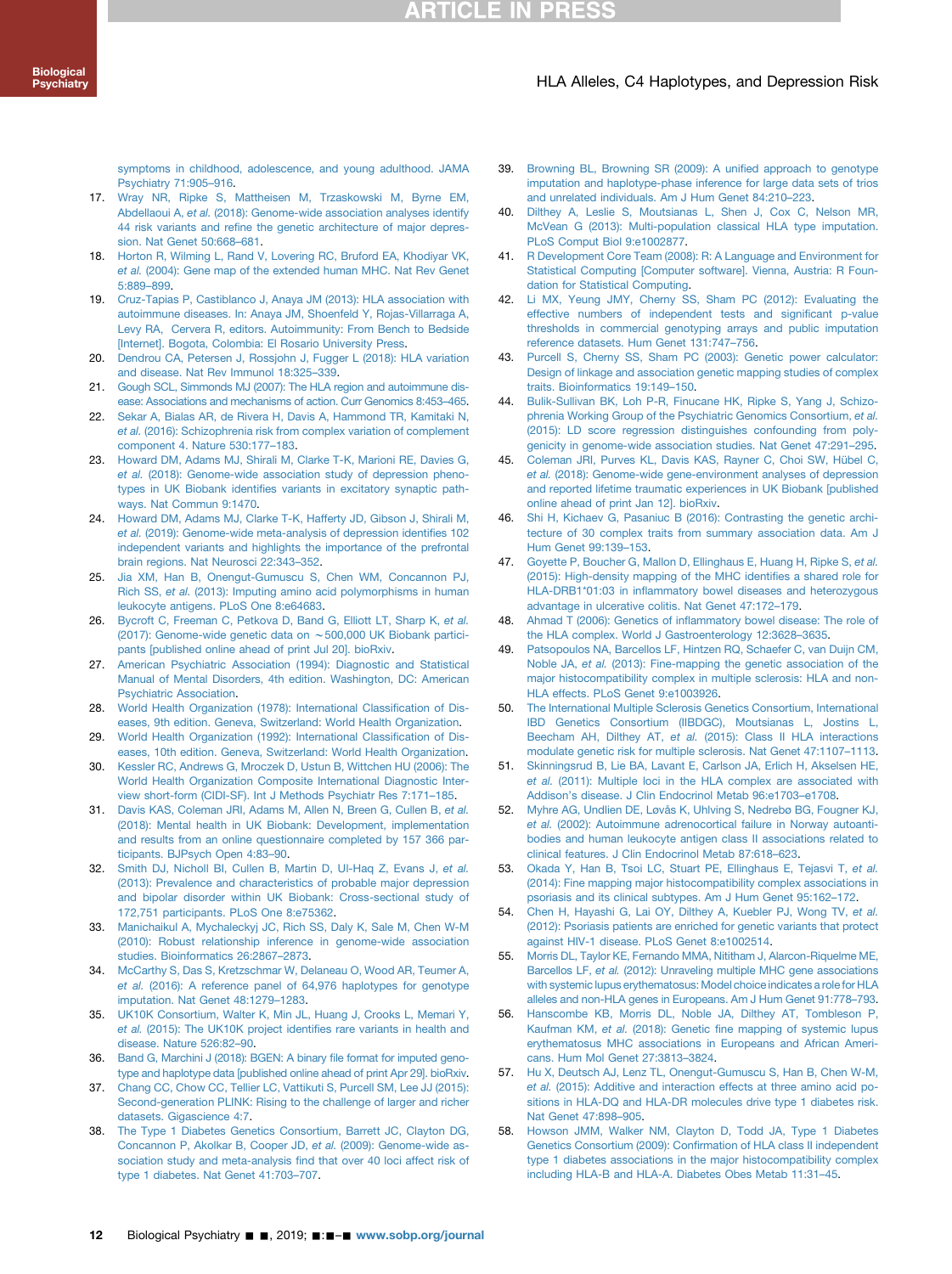symptoms in childhood, adolescence, and young adulthood. JAMA Psychiatry 71:905–916.

17. Wray NR, Ripke S, Mattheisen M, Trzaskowski M, Byrne EM, Abdellaoui A, *et al.* (2018): Genome-wide association analyses identify 44 risk variants and refine the genetic architecture of major depression. Nat Genet 50:668–681.
18. Horton R, Wilming L, Rand V, Lovering RC, Bruford EA, Khodiyar VK, *et al.* (2004): Gene map of the extended human MHC. Nat Rev Genet 5:889–899.
19. Cruz-Tapias P, Castiblanco J, Anaya JM (2013): HLA association with autoimmune diseases. In: Anaya JM, Shoenfeld Y, Rojas-Villarraga A, Levy RA, Cervera R, editors. Autoimmunity: From Bench to Bedside [Internet]. Bogota, Colombia: El Rosario University Press.
20. Dendrou CA, Petersen J, Rossjohn J, Fugger L (2018): HLA variation and disease. Nat Rev Immunol 18:325–339.
21. Gough SCL, Simmonds MJ (2007): The HLA region and autoimmune disease: Associations and mechanisms of action. Curr Genomics 8:453–465.
22. Sekar A, Bialas AR, de Rivera H, Davis A, Hammond TR, Kamitaki N, *et al.* (2016): Schizophrenia risk from complex variation of complement component 4. Nature 530:177–183.
23. Howard DM, Adams MJ, Shirali M, Clarke T-K, Marioni RE, Davies G, *et al.* (2018): Genome-wide association study of depression phenotypes in UK Biobank identifies variants in excitatory synaptic pathways. Nat Commun 9:1470.
24. Howard DM, Adams MJ, Clarke T-K, Hafferty JD, Gibson J, Shirali M, *et al.* (2019): Genome-wide meta-analysis of depression identifies 102 independent variants and highlights the importance of the prefrontal brain regions. Nat Neurosci 22:343–352.
25. Jia XM, Han B, Onengut-Gumuscu S, Chen WM, Concannon PJ, Rich SS, *et al.* (2013): Imputing amino acid polymorphisms in human leukocyte antigens. PLoS One 8:e64683.
26. Bycroft C, Freeman C, Petkova D, Band G, Elliott LT, Sharp K, *et al.* (2017): Genome-wide genetic data on ~500,000 UK Biobank participants [published online ahead of print Jul 20]. bioRxiv.
27. American Psychiatric Association (1994): Diagnostic and Statistical Manual of Mental Disorders, 4th edition. Washington, DC: American Psychiatric Association.
28. World Health Organization (1978): International Classification of Diseases, 9th edition. Geneva, Switzerland: World Health Organization.
29. World Health Organization (1992): International Classification of Diseases, 10th edition. Geneva, Switzerland: World Health Organization.
30. Kessler RC, Andrews G, Mroczek D, Ustun B, Wittchen HU (2006): The World Health Organization Composite International Diagnostic Interview short-form (CIDI-SF). Int J Methods Psychiatr Res 7:171–185.
31. Davis KAS, Coleman JRI, Adams M, Allen N, Breen G, Cullen B, *et al.* (2018): Mental health in UK Biobank: Development, implementation and results from an online questionnaire completed by 157 366 participants. BJPsych Open 4:83–90.
32. Smith DJ, Nicholl BI, Cullen B, Martin D, Ul-Haq Z, Evans J, *et al.* (2013): Prevalence and characteristics of probable major depression and bipolar disorder within UK Biobank: Cross-sectional study of 172,751 participants. PLoS One 8:e75362.
33. Manichaikul A, Mychaleckyj JC, Rich SS, Daly K, Sale M, Chen W-M (2010): Robust relationship inference in genome-wide association studies. Bioinformatics 26:2867–2873.
34. McCarthy S, Das S, Kretzschmar W, Delaneau O, Wood AR, Teumer A, *et al.* (2016): A reference panel of 64,976 haplotypes for genotype imputation. Nat Genet 48:1279–1283.
35. UK10K Consortium, Walter K, Min JL, Huang J, Crooks L, Memari Y, *et al.* (2015): The UK10K project identifies rare variants in health and disease. Nature 526:82–90.
36. Band G, Marchini J (2018): BGEN: A binary file format for imputed genotype and haplotype data [published online ahead of print Apr 29]. bioRxiv.
37. Chang CC, Chow CC, Tellier LC, Vattikuti S, Purcell SM, Lee JJ (2015): Second-generation PLINK: Rising to the challenge of larger and richer datasets. Gigascience 4:7.
38. The Type 1 Diabetes Genetics Consortium, Barrett JC, Clayton DG, Concannon P, Akolkar B, Cooper JD, *et al.* (2009): Genome-wide association study and meta-analysis find that over 40 loci affect risk of type 1 diabetes. Nat Genet 41:703–707.
39. Browning BL, Browning SR (2009): A unified approach to genotype imputation and haplotype-phase inference for large data sets of trios and unrelated individuals. Am J Hum Genet 84:210–223.
40. Dilthey A, Leslie S, Moutsianas L, Shen J, Cox C, Nelson MR, McVean G (2013): Multi-population classical HLA type imputation. PLoS Comput Biol 9:e1002877.
41. R Development Core Team (2008): R: A Language and Environment for Statistical Computing [Computer software]. Vienna, Austria: R Foundation for Statistical Computing.
42. Li MX, Yeung JMY, Cherny SS, Sham PC (2012): Evaluating the effective numbers of independent tests and significant p-value thresholds in commercial genotyping arrays and public imputation reference datasets. Hum Genet 131:747–756.
43. Purcell S, Cherny SS, Sham PC (2003): Genetic power calculator: Design of linkage and association genetic mapping studies of complex traits. Bioinformatics 19:149–150.
44. Bulik-Sullivan BK, Loh P-R, Finucane HK, Ripke S, Yang J, Schizophrenia Working Group of the Psychiatric Genomics Consortium, *et al.* (2015): LD score regression distinguishes confounding from polygenicity in genome-wide association studies. Nat Genet 47:291–295.
45. Coleman JRI, Purves KL, Davis KAS, Rayner C, Choi SW, Hübel C, *et al.* (2018): Genome-wide gene-environment analyses of depression and reported lifetime traumatic experiences in UK Biobank [published online ahead of print Jan 12]. bioRxiv.
46. Shi H, Kichaev G, Pasaniuc B (2016): Contrasting the genetic architecture of 30 complex traits from summary association data. Am J Hum Genet 99:139–153.
47. Goyette P, Boucher G, Mallon D, Ellinghaus E, Huang H, Ripke S, *et al.* (2015): High-density mapping of the MHC identifies a shared role for HLA-DRB1*01:03 in inflammatory bowel diseases and heterozygous advantage in ulcerative colitis. Nat Genet 47:172–179.
48. Ahmad T (2006): Genetics of inflammatory bowel disease: The role of the HLA complex. World J Gastroenterology 12:3628–3635.
49. Patsopoulos NA, Barcellos LF, Hintzen RQ, Schaefer C, van Duijn CM, Noble JA, *et al.* (2013): Fine-mapping the genetic association of the major histocompatibility complex in multiple sclerosis: HLA and non-HLA effects. PLoS Genet 9:e1003926.
50. The International Multiple Sclerosis Genetics Consortium, International IBD Genetics Consortium (IIBDGC), Moutsianas L, Jostins L, Beecham AH, Dilthey AT, *et al.* (2015): Class II HLA interactions modulate genetic risk for multiple sclerosis. Nat Genet 47:1107–1113.
51. Skinningsrud B, Lie BA, Lavant E, Carlson JA, Erlich H, Akselsen HE, *et al.* (2011): Multiple loci in the HLA complex are associated with Addison's disease. J Clin Endocrinol Metab 96:e1703–e1708.
52. Myhre AG, Undlien DE, Løvås K, Uhlving S, Nedrebø BG, Fougner KJ, *et al.* (2002): Autoimmune adrenocortical failure in Norway autoantibodies and human leukocyte antigen class II associations related to clinical features. J Clin Endocrinol Metab 87:618–623.
53. Okada Y, Han B, Tsoi LC, Stuart PE, Ellinghaus E, Tejasvi T, *et al.* (2014): Fine mapping major histocompatibility complex associations in psoriasis and its clinical subtypes. Am J Hum Genet 95:162–172.
54. Chen H, Hayashi G, Lai OY, Dilthey A, Kuebler PJ, Wong TV, *et al.* (2012): Psoriasis patients are enriched for genetic variants that protect against HIV-1 disease. PLoS Genet 8:e1002514.
55. Morris DL, Taylor KE, Fernando MMA, Nitithum J, Alarcon-Riquelme ME, Barcellos LF, *et al.* (2012): Unraveling multiple MHC gene associations with systemic lupus erythematosus: Model choice indicates a role for HLA alleles and non-HLA genes in Europeans. Am J Hum Genet 91:778–793.
56. Hanscombe KB, Morris DL, Noble JA, Dilthey AT, Tombleson P, Kaufman KM, *et al.* (2018): Genetic fine mapping of systemic lupus erythematosus MHC associations in Europeans and African Americans. Hum Mol Genet 27:3813–3824.
57. Hu X, Deutsch AJ, Lenz TL, Onengut-Gumuscu S, Han B, Chen W-M, *et al.* (2015): Additive and interaction effects at three amino acid positions in HLA-DQ and HLA-DR molecules drive type 1 diabetes risk. Nat Genet 47:898–905.
58. Howson JMM, Walker NM, Clayton D, Todd JA, Type 1 Diabetes Genetics Consortium (2009): Confirmation of HLA class II independent type 1 diabetes associations in the major histocompatibility complex including HLA-B and HLA-A. Diabetes Obes Metab 11:31–45.